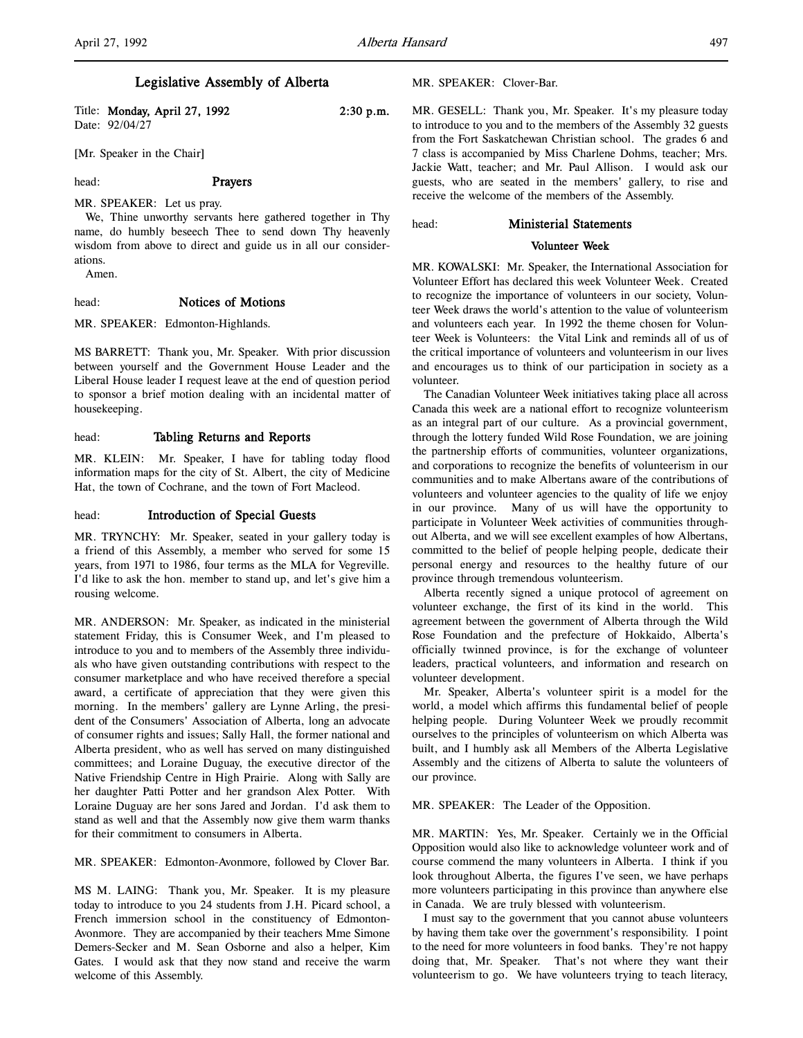# Legislative Assembly of Alberta

Title: **Monday, April 27, 1992** **2:30 p.m.**
Date: 92/04/27

[Mr. Speaker in the Chair]

head: **Prayers**

MR. SPEAKER: Let us pray.

We, Thine unworthy servants here gathered together in Thy name, do humbly beseech Thee to send down Thy heavenly wisdom from above to direct and guide us in all our considerations.

Amen.

head: **Notices of Motions**

MR. SPEAKER: Edmonton-Highlands.

MS BARRETT: Thank you, Mr. Speaker. With prior discussion between yourself and the Government House Leader and the Liberal House leader I request leave at the end of question period to sponsor a brief motion dealing with an incidental matter of housekeeping.

head: **Tabling Returns and Reports**

MR. KLEIN: Mr. Speaker, I have for tabling today flood information maps for the city of St. Albert, the city of Medicine Hat, the town of Cochrane, and the town of Fort Macleod.

head: **Introduction of Special Guests**

MR. TRYNCHY: Mr. Speaker, seated in your gallery today is a friend of this Assembly, a member who served for some 15 years, from 1971 to 1986, four terms as the MLA for Vegreville. I'd like to ask the hon. member to stand up, and let's give him a rousing welcome.

MR. ANDERSON: Mr. Speaker, as indicated in the ministerial statement Friday, this is Consumer Week, and I'm pleased to introduce to you and to members of the Assembly three individuals who have given outstanding contributions with respect to the consumer marketplace and who have received therefore a special award, a certificate of appreciation that they were given this morning. In the members' gallery are Lynne Arling, the president of the Consumers' Association of Alberta, long an advocate of consumer rights and issues; Sally Hall, the former national and Alberta president, who as well has served on many distinguished committees; and Loraine Duguay, the executive director of the Native Friendship Centre in High Prairie. Along with Sally are her daughter Patti Potter and her grandson Alex Potter. With Loraine Duguay are her sons Jared and Jordan. I'd ask them to stand as well and that the Assembly now give them warm thanks for their commitment to consumers in Alberta.

MR. SPEAKER: Edmonton-Avonmore, followed by Clover Bar.

MS M. LAING: Thank you, Mr. Speaker. It is my pleasure today to introduce to you 24 students from J.H. Picard school, a French immersion school in the constituency of Edmonton-Avonmore. They are accompanied by their teachers Mme Simone Demers-Secker and M. Sean Osborne and also a helper, Kim Gates. I would ask that they now stand and receive the warm welcome of this Assembly.

MR. SPEAKER: Clover-Bar.

MR. GESELL: Thank you, Mr. Speaker. It's my pleasure today to introduce to you and to the members of the Assembly 32 guests from the Fort Saskatchewan Christian school. The grades 6 and 7 class is accompanied by Miss Charlene Dohms, teacher; Mrs. Jackie Watt, teacher; and Mr. Paul Allison. I would ask our guests, who are seated in the members' gallery, to rise and receive the welcome of the members of the Assembly.

head: **Ministerial Statements**

### Volunteer Week

MR. KOWALSKI: Mr. Speaker, the International Association for Volunteer Effort has declared this week Volunteer Week. Created to recognize the importance of volunteers in our society, Volunteer Week draws the world's attention to the value of volunteerism and volunteers each year. In 1992 the theme chosen for Volunteer Week is Volunteers: the Vital Link and reminds all of us of the critical importance of volunteers and volunteerism in our lives and encourages us to think of our participation in society as a volunteer.

The Canadian Volunteer Week initiatives taking place all across Canada this week are a national effort to recognize volunteerism as an integral part of our culture. As a provincial government, through the lottery funded Wild Rose Foundation, we are joining the partnership efforts of communities, volunteer organizations, and corporations to recognize the benefits of volunteerism in our communities and to make Albertans aware of the contributions of volunteers and volunteer agencies to the quality of life we enjoy in our province. Many of us will have the opportunity to participate in Volunteer Week activities of communities throughout Alberta, and we will see excellent examples of how Albertans, committed to the belief of people helping people, dedicate their personal energy and resources to the healthy future of our province through tremendous volunteerism.

Alberta recently signed a unique protocol of agreement on volunteer exchange, the first of its kind in the world. This agreement between the government of Alberta through the Wild Rose Foundation and the prefecture of Hokkaido, Alberta's officially twinned province, is for the exchange of volunteer leaders, practical volunteers, and information and research on volunteer development.

Mr. Speaker, Alberta's volunteer spirit is a model for the world, a model which affirms this fundamental belief of people helping people. During Volunteer Week we proudly recommit ourselves to the principles of volunteerism on which Alberta was built, and I humbly ask all Members of the Alberta Legislative Assembly and the citizens of Alberta to salute the volunteers of our province.

MR. SPEAKER: The Leader of the Opposition.

MR. MARTIN: Yes, Mr. Speaker. Certainly we in the Official Opposition would also like to acknowledge volunteer work and of course commend the many volunteers in Alberta. I think if you look throughout Alberta, the figures I've seen, we have perhaps more volunteers participating in this province than anywhere else in Canada. We are truly blessed with volunteerism.

I must say to the government that you cannot abuse volunteers by having them take over the government's responsibility. I point to the need for more volunteers in food banks. They're not happy doing that, Mr. Speaker. That's not where they want their volunteerism to go. We have volunteers trying to teach literacy,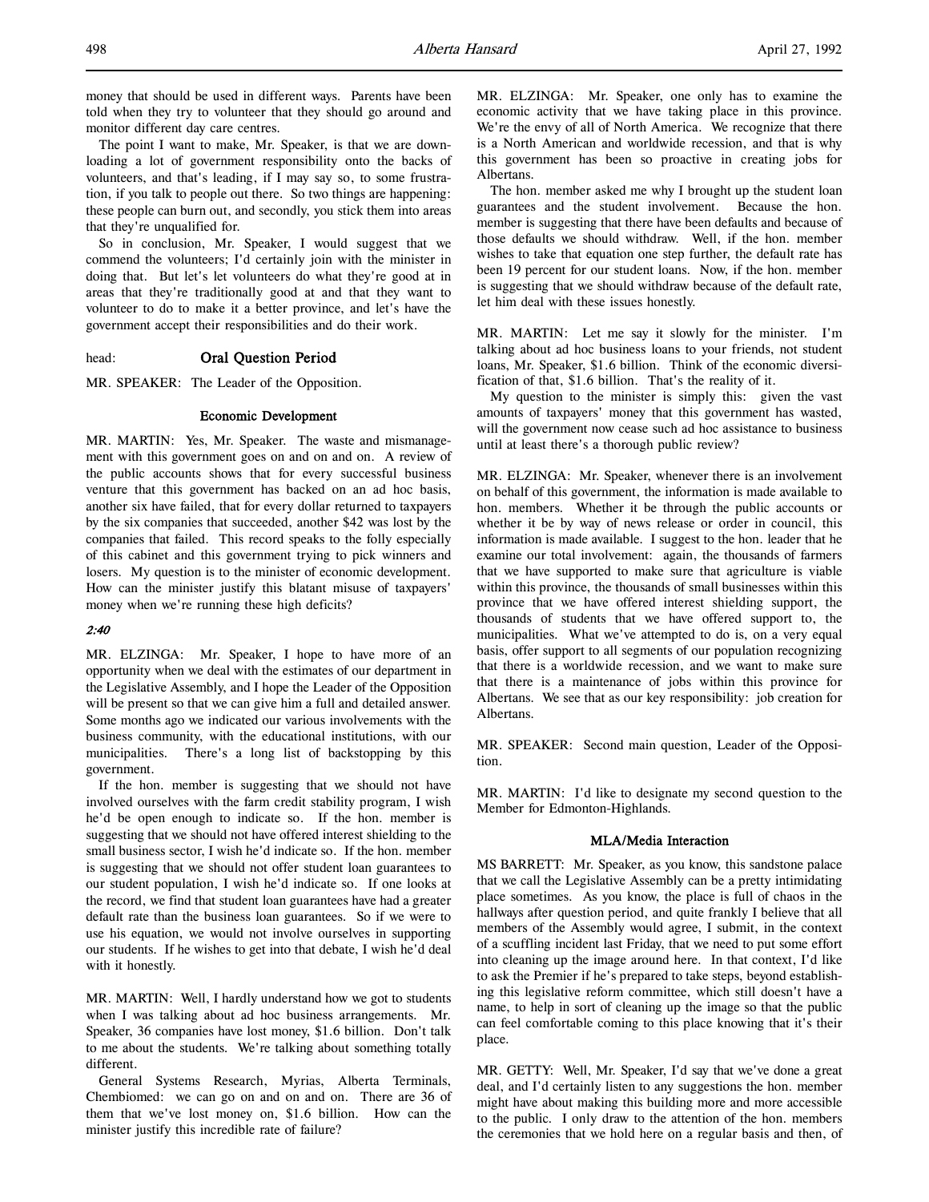money that should be used in different ways. Parents have been told when they try to volunteer that they should go around and monitor different day care centres.

The point I want to make, Mr. Speaker, is that we are downloading a lot of government responsibility onto the backs of volunteers, and that's leading, if I may say so, to some frustration, if you talk to people out there. So two things are happening: these people can burn out, and secondly, you stick them into areas that they're unqualified for.

So in conclusion, Mr. Speaker, I would suggest that we commend the volunteers; I'd certainly join with the minister in doing that. But let's let volunteers do what they're good at in areas that they're traditionally good at and that they want to volunteer to do to make it a better province, and let's have the government accept their responsibilities and do their work.

head: **Oral Question Period**

MR. SPEAKER: The Leader of the Opposition.

### Economic Development

MR. MARTIN: Yes, Mr. Speaker. The waste and mismanagement with this government goes on and on and on. A review of the public accounts shows that for every successful business venture that this government has backed on an ad hoc basis, another six have failed, that for every dollar returned to taxpayers by the six companies that succeeded, another $42 was lost by the companies that failed. This record speaks to the folly especially of this cabinet and this government trying to pick winners and losers. My question is to the minister of economic development. How can the minister justify this blatant misuse of taxpayers' money when we're running these high deficits?

*2:40*

MR. ELZINGA: Mr. Speaker, I hope to have more of an opportunity when we deal with the estimates of our department in the Legislative Assembly, and I hope the Leader of the Opposition will be present so that we can give him a full and detailed answer. Some months ago we indicated our various involvements with the business community, with the educational institutions, with our municipalities. There's a long list of backstopping by this government.

If the hon. member is suggesting that we should not have involved ourselves with the farm credit stability program, I wish he'd be open enough to indicate so. If the hon. member is suggesting that we should not have offered interest shielding to the small business sector, I wish he'd indicate so. If the hon. member is suggesting that we should not offer student loan guarantees to our student population, I wish he'd indicate so. If one looks at the record, we find that student loan guarantees have had a greater default rate than the business loan guarantees. So if we were to use his equation, we would not involve ourselves in supporting our students. If he wishes to get into that debate, I wish he'd deal with it honestly.

MR. MARTIN: Well, I hardly understand how we got to students when I was talking about ad hoc business arrangements. Mr. Speaker, 36 companies have lost money, $1.6 billion. Don't talk to me about the students. We're talking about something totally different.

General Systems Research, Myrias, Alberta Terminals, Chembiomed: we can go on and on and on. There are 36 of them that we've lost money on, $1.6 billion. How can the minister justify this incredible rate of failure?

MR. ELZINGA: Mr. Speaker, one only has to examine the economic activity that we have taking place in this province. We're the envy of all of North America. We recognize that there is a North American and worldwide recession, and that is why this government has been so proactive in creating jobs for Albertans.

The hon. member asked me why I brought up the student loan guarantees and the student involvement. Because the hon. member is suggesting that there have been defaults and because of those defaults we should withdraw. Well, if the hon. member wishes to take that equation one step further, the default rate has been 19 percent for our student loans. Now, if the hon. member is suggesting that we should withdraw because of the default rate, let him deal with these issues honestly.

MR. MARTIN: Let me say it slowly for the minister. I'm talking about ad hoc business loans to your friends, not student loans, Mr. Speaker, $1.6 billion. Think of the economic diversification of that, $1.6 billion. That's the reality of it.

My question to the minister is simply this: given the vast amounts of taxpayers' money that this government has wasted, will the government now cease such ad hoc assistance to business until at least there's a thorough public review?

MR. ELZINGA: Mr. Speaker, whenever there is an involvement on behalf of this government, the information is made available to hon. members. Whether it be through the public accounts or whether it be by way of news release or order in council, this information is made available. I suggest to the hon. leader that he examine our total involvement: again, the thousands of farmers that we have supported to make sure that agriculture is viable within this province, the thousands of small businesses within this province that we have offered interest shielding support, the thousands of students that we have offered support to, the municipalities. What we've attempted to do is, on a very equal basis, offer support to all segments of our population recognizing that there is a worldwide recession, and we want to make sure that there is a maintenance of jobs within this province for Albertans. We see that as our key responsibility: job creation for Albertans.

MR. SPEAKER: Second main question, Leader of the Opposition.

MR. MARTIN: I'd like to designate my second question to the Member for Edmonton-Highlands.

### MLA/Media Interaction

MS BARRETT: Mr. Speaker, as you know, this sandstone palace that we call the Legislative Assembly can be a pretty intimidating place sometimes. As you know, the place is full of chaos in the hallways after question period, and quite frankly I believe that all members of the Assembly would agree, I submit, in the context of a scuffling incident last Friday, that we need to put some effort into cleaning up the image around here. In that context, I'd like to ask the Premier if he's prepared to take steps, beyond establishing this legislative reform committee, which still doesn't have a name, to help in sort of cleaning up the image so that the public can feel comfortable coming to this place knowing that it's their place.

MR. GETTY: Well, Mr. Speaker, I'd say that we've done a great deal, and I'd certainly listen to any suggestions the hon. member might have about making this building more and more accessible to the public. I only draw to the attention of the hon. members the ceremonies that we hold here on a regular basis and then, of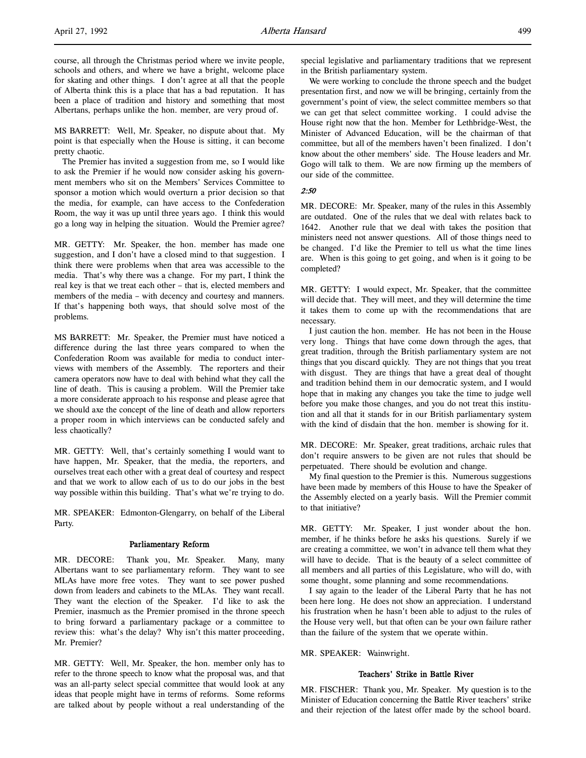course, all through the Christmas period where we invite people, schools and others, and where we have a bright, welcome place for skating and other things. I don't agree at all that the people of Alberta think this is a place that has a bad reputation. It has been a place of tradition and history and something that most Albertans, perhaps unlike the hon. member, are very proud of.

MS BARRETT: Well, Mr. Speaker, no dispute about that. My point is that especially when the House is sitting, it can become pretty chaotic.

The Premier has invited a suggestion from me, so I would like to ask the Premier if he would now consider asking his government members who sit on the Members' Services Committee to sponsor a motion which would overturn a prior decision so that the media, for example, can have access to the Confederation Room, the way it was up until three years ago. I think this would go a long way in helping the situation. Would the Premier agree?

MR. GETTY: Mr. Speaker, the hon. member has made one suggestion, and I don't have a closed mind to that suggestion. I think there were problems when that area was accessible to the media. That's why there was a change. For my part, I think the real key is that we treat each other – that is, elected members and members of the media – with decency and courtesy and manners. If that's happening both ways, that should solve most of the problems.

MS BARRETT: Mr. Speaker, the Premier must have noticed a difference during the last three years compared to when the Confederation Room was available for media to conduct interviews with members of the Assembly. The reporters and their camera operators now have to deal with behind what they call the line of death. This is causing a problem. Will the Premier take a more considerate approach to his response and please agree that we should axe the concept of the line of death and allow reporters a proper room in which interviews can be conducted safely and less chaotically?

MR. GETTY: Well, that's certainly something I would want to have happen, Mr. Speaker, that the media, the reporters, and ourselves treat each other with a great deal of courtesy and respect and that we work to allow each of us to do our jobs in the best way possible within this building. That's what we're trying to do.

MR. SPEAKER: Edmonton-Glengarry, on behalf of the Liberal Party.

### Parliamentary Reform

MR. DECORE: Thank you, Mr. Speaker. Many, many Albertans want to see parliamentary reform. They want to see MLAs have more free votes. They want to see power pushed down from leaders and cabinets to the MLAs. They want recall. They want the election of the Speaker. I'd like to ask the Premier, inasmuch as the Premier promised in the throne speech to bring forward a parliamentary package or a committee to review this: what's the delay? Why isn't this matter proceeding, Mr. Premier?

MR. GETTY: Well, Mr. Speaker, the hon. member only has to refer to the throne speech to know what the proposal was, and that was an all-party select special committee that would look at any ideas that people might have in terms of reforms. Some reforms are talked about by people without a real understanding of the special legislative and parliamentary traditions that we represent in the British parliamentary system.

We were working to conclude the throne speech and the budget presentation first, and now we will be bringing, certainly from the government's point of view, the select committee members so that we can get that select committee working. I could advise the House right now that the hon. Member for Lethbridge-West, the Minister of Advanced Education, will be the chairman of that committee, but all of the members haven't been finalized. I don't know about the other members' side. The House leaders and Mr. Gogo will talk to them. We are now firming up the members of our side of the committee.

*2:50*

MR. DECORE: Mr. Speaker, many of the rules in this Assembly are outdated. One of the rules that we deal with relates back to 1642. Another rule that we deal with takes the position that ministers need not answer questions. All of those things need to be changed. I'd like the Premier to tell us what the time lines are. When is this going to get going, and when is it going to be completed?

MR. GETTY: I would expect, Mr. Speaker, that the committee will decide that. They will meet, and they will determine the time it takes them to come up with the recommendations that are necessary.

I just caution the hon. member. He has not been in the House very long. Things that have come down through the ages, that great tradition, through the British parliamentary system are not things that you discard quickly. They are not things that you treat with disgust. They are things that have a great deal of thought and tradition behind them in our democratic system, and I would hope that in making any changes you take the time to judge well before you make those changes, and you do not treat this institution and all that it stands for in our British parliamentary system with the kind of disdain that the hon. member is showing for it.

MR. DECORE: Mr. Speaker, great traditions, archaic rules that don't require answers to be given are not rules that should be perpetuated. There should be evolution and change.

My final question to the Premier is this. Numerous suggestions have been made by members of this House to have the Speaker of the Assembly elected on a yearly basis. Will the Premier commit to that initiative?

MR. GETTY: Mr. Speaker, I just wonder about the hon. member, if he thinks before he asks his questions. Surely if we are creating a committee, we won't in advance tell them what they will have to decide. That is the beauty of a select committee of all members and all parties of this Legislature, who will do, with some thought, some planning and some recommendations.

I say again to the leader of the Liberal Party that he has not been here long. He does not show an appreciation. I understand his frustration when he hasn't been able to adjust to the rules of the House very well, but that often can be your own failure rather than the failure of the system that we operate within.

MR. SPEAKER: Wainwright.

### Teachers' Strike in Battle River

MR. FISCHER: Thank you, Mr. Speaker. My question is to the Minister of Education concerning the Battle River teachers' strike and their rejection of the latest offer made by the school board.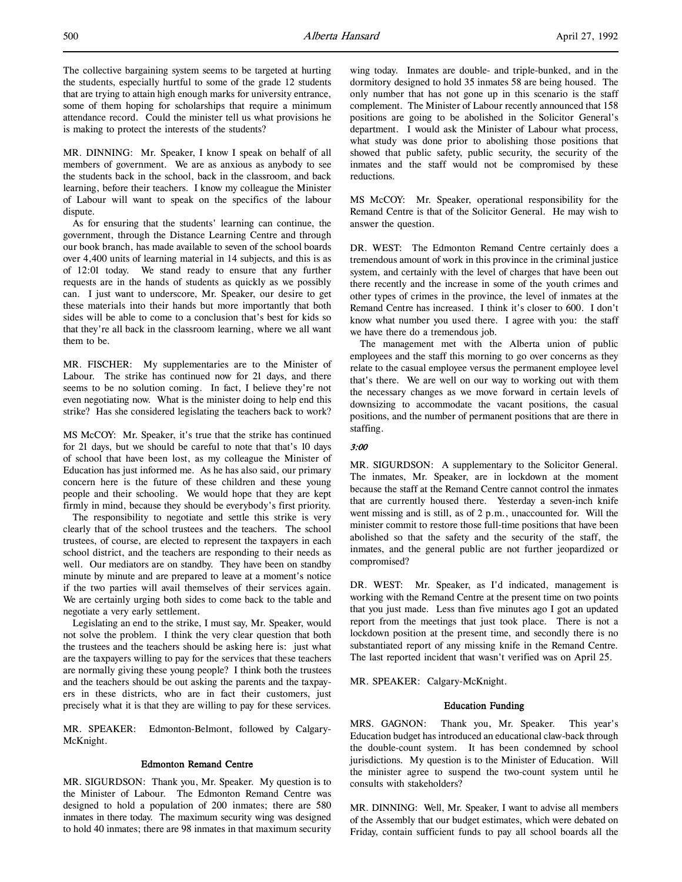The collective bargaining system seems to be targeted at hurting the students, especially hurtful to some of the grade 12 students that are trying to attain high enough marks for university entrance, some of them hoping for scholarships that require a minimum attendance record. Could the minister tell us what provisions he is making to protect the interests of the students?

MR. DINNING: Mr. Speaker, I know I speak on behalf of all members of government. We are as anxious as anybody to see the students back in the school, back in the classroom, and back learning, before their teachers. I know my colleague the Minister of Labour will want to speak on the specifics of the labour dispute.

As for ensuring that the students' learning can continue, the government, through the Distance Learning Centre and through our book branch, has made available to seven of the school boards over 4,400 units of learning material in 14 subjects, and this is as of 12:01 today. We stand ready to ensure that any further requests are in the hands of students as quickly as we possibly can. I just want to underscore, Mr. Speaker, our desire to get these materials into their hands but more importantly that both sides will be able to come to a conclusion that's best for kids so that they're all back in the classroom learning, where we all want them to be.

MR. FISCHER: My supplementaries are to the Minister of Labour. The strike has continued now for 21 days, and there seems to be no solution coming. In fact, I believe they're not even negotiating now. What is the minister doing to help end this strike? Has she considered legislating the teachers back to work?

MS McCOY: Mr. Speaker, it's true that the strike has continued for 21 days, but we should be careful to note that that's 10 days of school that have been lost, as my colleague the Minister of Education has just informed me. As he has also said, our primary concern here is the future of these children and these young people and their schooling. We would hope that they are kept firmly in mind, because they should be everybody's first priority.

The responsibility to negotiate and settle this strike is very clearly that of the school trustees and the teachers. The school trustees, of course, are elected to represent the taxpayers in each school district, and the teachers are responding to their needs as well. Our mediators are on standby. They have been on standby minute by minute and are prepared to leave at a moment's notice if the two parties will avail themselves of their services again. We are certainly urging both sides to come back to the table and negotiate a very early settlement.

Legislating an end to the strike, I must say, Mr. Speaker, would not solve the problem. I think the very clear question that both the trustees and the teachers should be asking here is: just what are the taxpayers willing to pay for the services that these teachers are normally giving these young people? I think both the trustees and the teachers should be out asking the parents and the taxpayers in these districts, who are in fact their customers, just precisely what it is that they are willing to pay for these services.

MR. SPEAKER: Edmonton-Belmont, followed by Calgary-McKnight.

### Edmonton Remand Centre

MR. SIGURDSON: Thank you, Mr. Speaker. My question is to the Minister of Labour. The Edmonton Remand Centre was designed to hold a population of 200 inmates; there are 580 inmates in there today. The maximum security wing was designed to hold 40 inmates; there are 98 inmates in that maximum security wing today. Inmates are double- and triple-bunked, and in the dormitory designed to hold 35 inmates 58 are being housed. The only number that has not gone up in this scenario is the staff complement. The Minister of Labour recently announced that 158 positions are going to be abolished in the Solicitor General's department. I would ask the Minister of Labour what process, what study was done prior to abolishing those positions that showed that public safety, public security, the security of the inmates and the staff would not be compromised by these reductions.

MS McCOY: Mr. Speaker, operational responsibility for the Remand Centre is that of the Solicitor General. He may wish to answer the question.

DR. WEST: The Edmonton Remand Centre certainly does a tremendous amount of work in this province in the criminal justice system, and certainly with the level of charges that have been out there recently and the increase in some of the youth crimes and other types of crimes in the province, the level of inmates at the Remand Centre has increased. I think it's closer to 600. I don't know what number you used there. I agree with you: the staff we have there do a tremendous job.

The management met with the Alberta union of public employees and the staff this morning to go over concerns as they relate to the casual employee versus the permanent employee level that's there. We are well on our way to working out with them the necessary changes as we move forward in certain levels of downsizing to accommodate the vacant positions, the casual positions, and the number of permanent positions that are there in staffing.

*3:00*

MR. SIGURDSON: A supplementary to the Solicitor General. The inmates, Mr. Speaker, are in lockdown at the moment because the staff at the Remand Centre cannot control the inmates that are currently housed there. Yesterday a seven-inch knife went missing and is still, as of 2 p.m., unaccounted for. Will the minister commit to restore those full-time positions that have been abolished so that the safety and the security of the staff, the inmates, and the general public are not further jeopardized or compromised?

DR. WEST: Mr. Speaker, as I'd indicated, management is working with the Remand Centre at the present time on two points that you just made. Less than five minutes ago I got an updated report from the meetings that just took place. There is not a lockdown position at the present time, and secondly there is no substantiated report of any missing knife in the Remand Centre. The last reported incident that wasn't verified was on April 25.

MR. SPEAKER: Calgary-McKnight.

### Education Funding

MRS. GAGNON: Thank you, Mr. Speaker. This year's Education budget has introduced an educational claw-back through the double-count system. It has been condemned by school jurisdictions. My question is to the Minister of Education. Will the minister agree to suspend the two-count system until he consults with stakeholders?

MR. DINNING: Well, Mr. Speaker, I want to advise all members of the Assembly that our budget estimates, which were debated on Friday, contain sufficient funds to pay all school boards all the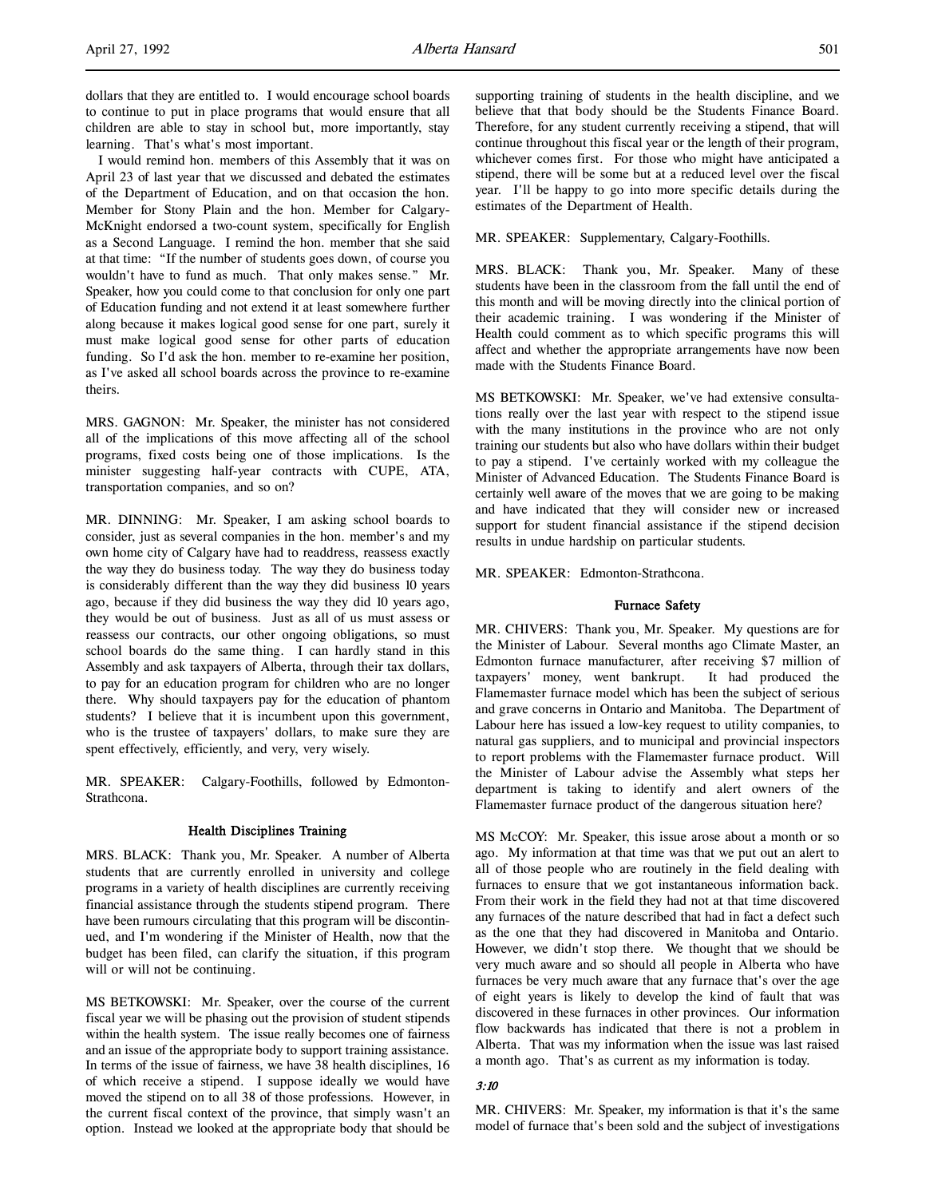dollars that they are entitled to. I would encourage school boards to continue to put in place programs that would ensure that all children are able to stay in school but, more importantly, stay learning. That's what's most important.

I would remind hon. members of this Assembly that it was on April 23 of last year that we discussed and debated the estimates of the Department of Education, and on that occasion the hon. Member for Stony Plain and the hon. Member for Calgary-McKnight endorsed a two-count system, specifically for English as a Second Language. I remind the hon. member that she said at that time: "If the number of students goes down, of course you wouldn't have to fund as much. That only makes sense." Mr. Speaker, how you could come to that conclusion for only one part of Education funding and not extend it at least somewhere further along because it makes logical good sense for one part, surely it must make logical good sense for other parts of education funding. So I'd ask the hon. member to re-examine her position, as I've asked all school boards across the province to re-examine theirs.

MRS. GAGNON: Mr. Speaker, the minister has not considered all of the implications of this move affecting all of the school programs, fixed costs being one of those implications. Is the minister suggesting half-year contracts with CUPE, ATA, transportation companies, and so on?

MR. DINNING: Mr. Speaker, I am asking school boards to consider, just as several companies in the hon. member's and my own home city of Calgary have had to readdress, reassess exactly the way they do business today. The way they do business today is considerably different than the way they did business 10 years ago, because if they did business the way they did 10 years ago, they would be out of business. Just as all of us must assess or reassess our contracts, our other ongoing obligations, so must school boards do the same thing. I can hardly stand in this Assembly and ask taxpayers of Alberta, through their tax dollars, to pay for an education program for children who are no longer there. Why should taxpayers pay for the education of phantom students? I believe that it is incumbent upon this government, who is the trustee of taxpayers' dollars, to make sure they are spent effectively, efficiently, and very, very wisely.

MR. SPEAKER: Calgary-Foothills, followed by Edmonton-Strathcona.

## Health Disciplines Training

MRS. BLACK: Thank you, Mr. Speaker. A number of Alberta students that are currently enrolled in university and college programs in a variety of health disciplines are currently receiving financial assistance through the students stipend program. There have been rumours circulating that this program will be discontinued, and I'm wondering if the Minister of Health, now that the budget has been filed, can clarify the situation, if this program will or will not be continuing.

MS BETKOWSKI: Mr. Speaker, over the course of the current fiscal year we will be phasing out the provision of student stipends within the health system. The issue really becomes one of fairness and an issue of the appropriate body to support training assistance. In terms of the issue of fairness, we have 38 health disciplines, 16 of which receive a stipend. I suppose ideally we would have moved the stipend on to all 38 of those professions. However, in the current fiscal context of the province, that simply wasn't an option. Instead we looked at the appropriate body that should be supporting training of students in the health discipline, and we believe that that body should be the Students Finance Board. Therefore, for any student currently receiving a stipend, that will continue throughout this fiscal year or the length of their program, whichever comes first. For those who might have anticipated a stipend, there will be some but at a reduced level over the fiscal year. I'll be happy to go into more specific details during the estimates of the Department of Health.

MR. SPEAKER: Supplementary, Calgary-Foothills.

MRS. BLACK: Thank you, Mr. Speaker. Many of these students have been in the classroom from the fall until the end of this month and will be moving directly into the clinical portion of their academic training. I was wondering if the Minister of Health could comment as to which specific programs this will affect and whether the appropriate arrangements have now been made with the Students Finance Board.

MS BETKOWSKI: Mr. Speaker, we've had extensive consultations really over the last year with respect to the stipend issue with the many institutions in the province who are not only training our students but also who have dollars within their budget to pay a stipend. I've certainly worked with my colleague the Minister of Advanced Education. The Students Finance Board is certainly well aware of the moves that we are going to be making and have indicated that they will consider new or increased support for student financial assistance if the stipend decision results in undue hardship on particular students.

MR. SPEAKER: Edmonton-Strathcona.

## Furnace Safety

MR. CHIVERS: Thank you, Mr. Speaker. My questions are for the Minister of Labour. Several months ago Climate Master, an Edmonton furnace manufacturer, after receiving $7 million of taxpayers' money, went bankrupt. It had produced the Flamemaster furnace model which has been the subject of serious and grave concerns in Ontario and Manitoba. The Department of Labour here has issued a low-key request to utility companies, to natural gas suppliers, and to municipal and provincial inspectors to report problems with the Flamemaster furnace product. Will the Minister of Labour advise the Assembly what steps her department is taking to identify and alert owners of the Flamemaster furnace product of the dangerous situation here?

MS McCOY: Mr. Speaker, this issue arose about a month or so ago. My information at that time was that we put out an alert to all of those people who are routinely in the field dealing with furnaces to ensure that we got instantaneous information back. From their work in the field they had not at that time discovered any furnaces of the nature described that had in fact a defect such as the one that they had discovered in Manitoba and Ontario. However, we didn't stop there. We thought that we should be very much aware and so should all people in Alberta who have furnaces be very much aware that any furnace that's over the age of eight years is likely to develop the kind of fault that was discovered in these furnaces in other provinces. Our information flow backwards has indicated that there is not a problem in Alberta. That was my information when the issue was last raised a month ago. That's as current as my information is today.

*3:10*

MR. CHIVERS: Mr. Speaker, my information is that it's the same model of furnace that's been sold and the subject of investigations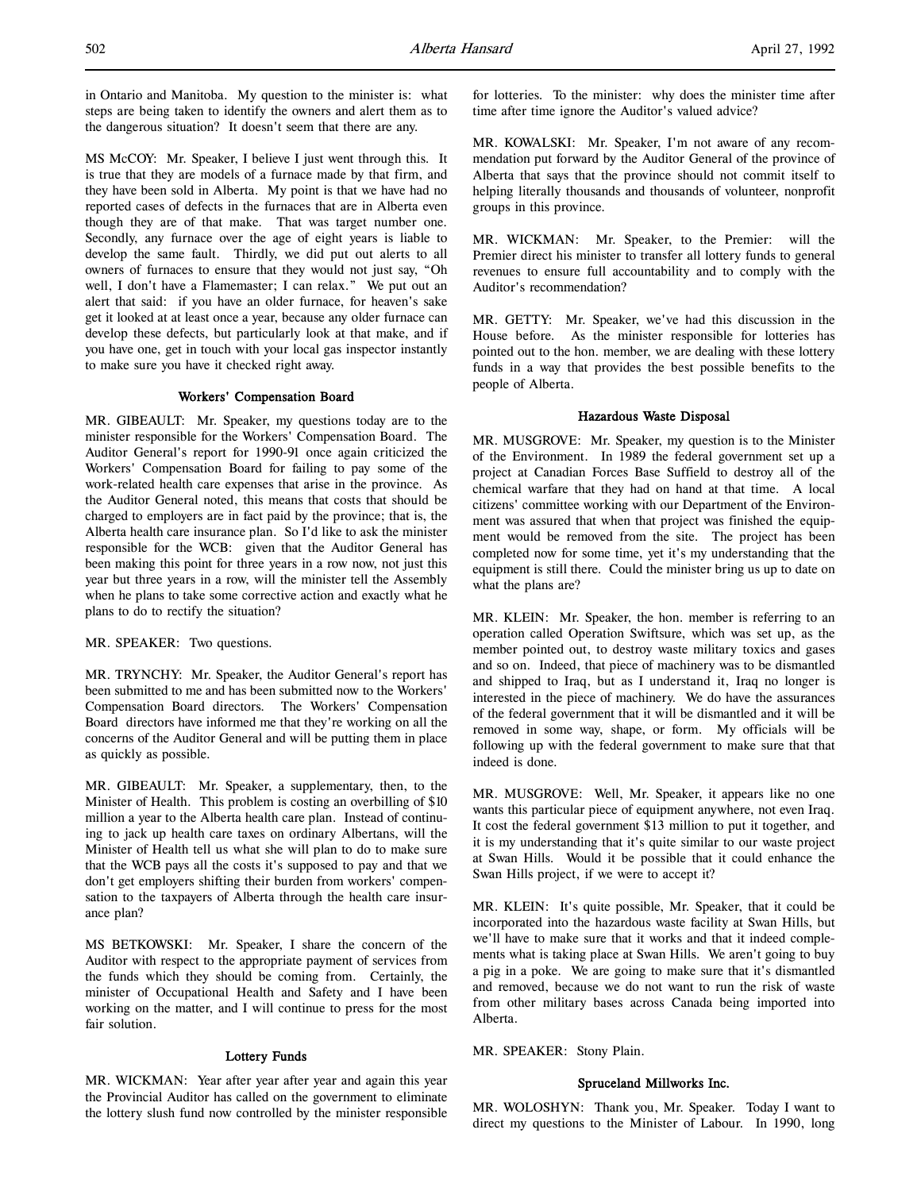in Ontario and Manitoba. My question to the minister is: what steps are being taken to identify the owners and alert them as to the dangerous situation? It doesn't seem that there are any.

MS McCOY: Mr. Speaker, I believe I just went through this. It is true that they are models of a furnace made by that firm, and they have been sold in Alberta. My point is that we have had no reported cases of defects in the furnaces that are in Alberta even though they are of that make. That was target number one. Secondly, any furnace over the age of eight years is liable to develop the same fault. Thirdly, we did put out alerts to all owners of furnaces to ensure that they would not just say, "Oh well, I don't have a Flamemaster; I can relax." We put out an alert that said: if you have an older furnace, for heaven's sake get it looked at at least once a year, because any older furnace can develop these defects, but particularly look at that make, and if you have one, get in touch with your local gas inspector instantly to make sure you have it checked right away.

### Workers' Compensation Board

MR. GIBEAULT: Mr. Speaker, my questions today are to the minister responsible for the Workers' Compensation Board. The Auditor General's report for 1990-91 once again criticized the Workers' Compensation Board for failing to pay some of the work-related health care expenses that arise in the province. As the Auditor General noted, this means that costs that should be charged to employers are in fact paid by the province; that is, the Alberta health care insurance plan. So I'd like to ask the minister responsible for the WCB: given that the Auditor General has been making this point for three years in a row now, not just this year but three years in a row, will the minister tell the Assembly when he plans to take some corrective action and exactly what he plans to do to rectify the situation?

MR. SPEAKER: Two questions.

MR. TRYNCHY: Mr. Speaker, the Auditor General's report has been submitted to me and has been submitted now to the Workers' Compensation Board directors. The Workers' Compensation Board directors have informed me that they're working on all the concerns of the Auditor General and will be putting them in place as quickly as possible.

MR. GIBEAULT: Mr. Speaker, a supplementary, then, to the Minister of Health. This problem is costing an overbilling of $10 million a year to the Alberta health care plan. Instead of continuing to jack up health care taxes on ordinary Albertans, will the Minister of Health tell us what she will plan to do to make sure that the WCB pays all the costs it's supposed to pay and that we don't get employers shifting their burden from workers' compensation to the taxpayers of Alberta through the health care insurance plan?

MS BETKOWSKI: Mr. Speaker, I share the concern of the Auditor with respect to the appropriate payment of services from the funds which they should be coming from. Certainly, the minister of Occupational Health and Safety and I have been working on the matter, and I will continue to press for the most fair solution.

### Lottery Funds

MR. WICKMAN: Year after year after year and again this year the Provincial Auditor has called on the government to eliminate the lottery slush fund now controlled by the minister responsible for lotteries. To the minister: why does the minister time after time after time ignore the Auditor's valued advice?

MR. KOWALSKI: Mr. Speaker, I'm not aware of any recommendation put forward by the Auditor General of the province of Alberta that says that the province should not commit itself to helping literally thousands and thousands of volunteer, nonprofit groups in this province.

MR. WICKMAN: Mr. Speaker, to the Premier: will the Premier direct his minister to transfer all lottery funds to general revenues to ensure full accountability and to comply with the Auditor's recommendation?

MR. GETTY: Mr. Speaker, we've had this discussion in the House before. As the minister responsible for lotteries has pointed out to the hon. member, we are dealing with these lottery funds in a way that provides the best possible benefits to the people of Alberta.

### Hazardous Waste Disposal

MR. MUSGROVE: Mr. Speaker, my question is to the Minister of the Environment. In 1989 the federal government set up a project at Canadian Forces Base Suffield to destroy all of the chemical warfare that they had on hand at that time. A local citizens' committee working with our Department of the Environment was assured that when that project was finished the equipment would be removed from the site. The project has been completed now for some time, yet it's my understanding that the equipment is still there. Could the minister bring us up to date on what the plans are?

MR. KLEIN: Mr. Speaker, the hon. member is referring to an operation called Operation Swiftsure, which was set up, as the member pointed out, to destroy waste military toxics and gases and so on. Indeed, that piece of machinery was to be dismantled and shipped to Iraq, but as I understand it, Iraq no longer is interested in the piece of machinery. We do have the assurances of the federal government that it will be dismantled and it will be removed in some way, shape, or form. My officials will be following up with the federal government to make sure that that indeed is done.

MR. MUSGROVE: Well, Mr. Speaker, it appears like no one wants this particular piece of equipment anywhere, not even Iraq. It cost the federal government $13 million to put it together, and it is my understanding that it's quite similar to our waste project at Swan Hills. Would it be possible that it could enhance the Swan Hills project, if we were to accept it?

MR. KLEIN: It's quite possible, Mr. Speaker, that it could be incorporated into the hazardous waste facility at Swan Hills, but we'll have to make sure that it works and that it indeed complements what is taking place at Swan Hills. We aren't going to buy a pig in a poke. We are going to make sure that it's dismantled and removed, because we do not want to run the risk of waste from other military bases across Canada being imported into Alberta.

MR. SPEAKER: Stony Plain.

### Spruceland Millworks Inc.

MR. WOLOSHYN: Thank you, Mr. Speaker. Today I want to direct my questions to the Minister of Labour. In 1990, long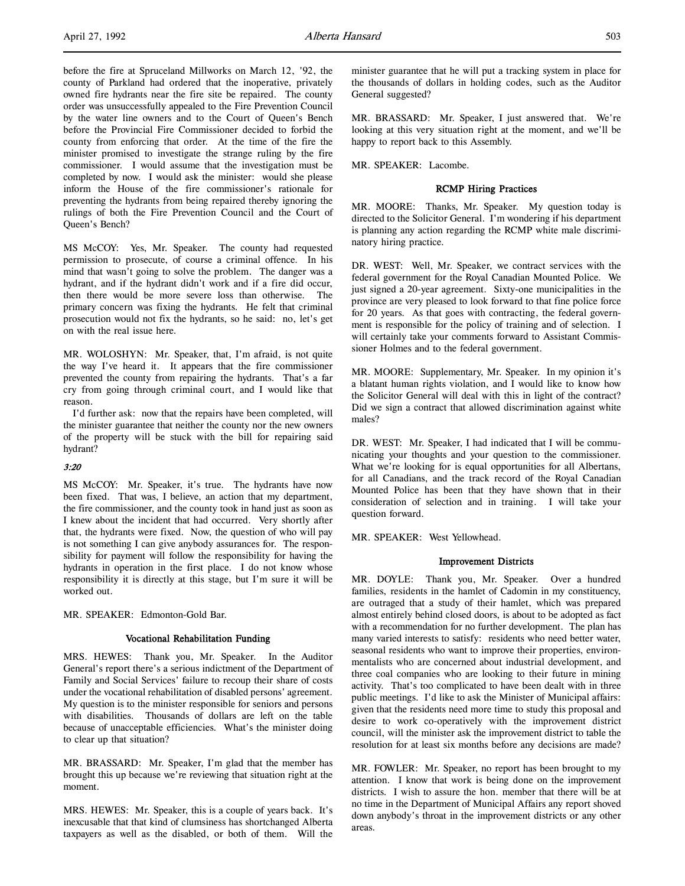before the fire at Spruceland Millworks on March 12, '92, the county of Parkland had ordered that the inoperative, privately owned fire hydrants near the fire site be repaired. The county order was unsuccessfully appealed to the Fire Prevention Council by the water line owners and to the Court of Queen's Bench before the Provincial Fire Commissioner decided to forbid the county from enforcing that order. At the time of the fire the minister promised to investigate the strange ruling by the fire commissioner. I would assume that the investigation must be completed by now. I would ask the minister: would she please inform the House of the fire commissioner's rationale for preventing the hydrants from being repaired thereby ignoring the rulings of both the Fire Prevention Council and the Court of Queen's Bench?

MS McCOY: Yes, Mr. Speaker. The county had requested permission to prosecute, of course a criminal offence. In his mind that wasn't going to solve the problem. The danger was a hydrant, and if the hydrant didn't work and if a fire did occur, then there would be more severe loss than otherwise. The primary concern was fixing the hydrants. He felt that criminal prosecution would not fix the hydrants, so he said: no, let's get on with the real issue here.

MR. WOLOSHYN: Mr. Speaker, that, I'm afraid, is not quite the way I've heard it. It appears that the fire commissioner prevented the county from repairing the hydrants. That's a far cry from going through criminal court, and I would like that reason.

I'd further ask: now that the repairs have been completed, will the minister guarantee that neither the county nor the new owners of the property will be stuck with the bill for repairing said hydrant?

*3:20*

MS McCOY: Mr. Speaker, it's true. The hydrants have now been fixed. That was, I believe, an action that my department, the fire commissioner, and the county took in hand just as soon as I knew about the incident that had occurred. Very shortly after that, the hydrants were fixed. Now, the question of who will pay is not something I can give anybody assurances for. The responsibility for payment will follow the responsibility for having the hydrants in operation in the first place. I do not know whose responsibility it is directly at this stage, but I'm sure it will be worked out.

MR. SPEAKER: Edmonton-Gold Bar.

### Vocational Rehabilitation Funding

MRS. HEWES: Thank you, Mr. Speaker. In the Auditor General's report there's a serious indictment of the Department of Family and Social Services' failure to recoup their share of costs under the vocational rehabilitation of disabled persons' agreement. My question is to the minister responsible for seniors and persons with disabilities. Thousands of dollars are left on the table because of unacceptable efficiencies. What's the minister doing to clear up that situation?

MR. BRASSARD: Mr. Speaker, I'm glad that the member has brought this up because we're reviewing that situation right at the moment.

MRS. HEWES: Mr. Speaker, this is a couple of years back. It's inexcusable that that kind of clumsiness has shortchanged Alberta taxpayers as well as the disabled, or both of them. Will the minister guarantee that he will put a tracking system in place for the thousands of dollars in holding codes, such as the Auditor General suggested?

MR. BRASSARD: Mr. Speaker, I just answered that. We're looking at this very situation right at the moment, and we'll be happy to report back to this Assembly.

MR. SPEAKER: Lacombe.

### RCMP Hiring Practices

MR. MOORE: Thanks, Mr. Speaker. My question today is directed to the Solicitor General. I'm wondering if his department is planning any action regarding the RCMP white male discriminatory hiring practice.

DR. WEST: Well, Mr. Speaker, we contract services with the federal government for the Royal Canadian Mounted Police. We just signed a 20-year agreement. Sixty-one municipalities in the province are very pleased to look forward to that fine police force for 20 years. As that goes with contracting, the federal government is responsible for the policy of training and of selection. I will certainly take your comments forward to Assistant Commissioner Holmes and to the federal government.

MR. MOORE: Supplementary, Mr. Speaker. In my opinion it's a blatant human rights violation, and I would like to know how the Solicitor General will deal with this in light of the contract? Did we sign a contract that allowed discrimination against white males?

DR. WEST: Mr. Speaker, I had indicated that I will be communicating your thoughts and your question to the commissioner. What we're looking for is equal opportunities for all Albertans, for all Canadians, and the track record of the Royal Canadian Mounted Police has been that they have shown that in their consideration of selection and in training. I will take your question forward.

MR. SPEAKER: West Yellowhead.

### Improvement Districts

MR. DOYLE: Thank you, Mr. Speaker. Over a hundred families, residents in the hamlet of Cadomin in my constituency, are outraged that a study of their hamlet, which was prepared almost entirely behind closed doors, is about to be adopted as fact with a recommendation for no further development. The plan has many varied interests to satisfy: residents who need better water, seasonal residents who want to improve their properties, environmentalists who are concerned about industrial development, and three coal companies who are looking to their future in mining activity. That's too complicated to have been dealt with in three public meetings. I'd like to ask the Minister of Municipal affairs: given that the residents need more time to study this proposal and desire to work co-operatively with the improvement district council, will the minister ask the improvement district to table the resolution for at least six months before any decisions are made?

MR. FOWLER: Mr. Speaker, no report has been brought to my attention. I know that work is being done on the improvement districts. I wish to assure the hon. member that there will be at no time in the Department of Municipal Affairs any report shoved down anybody's throat in the improvement districts or any other areas.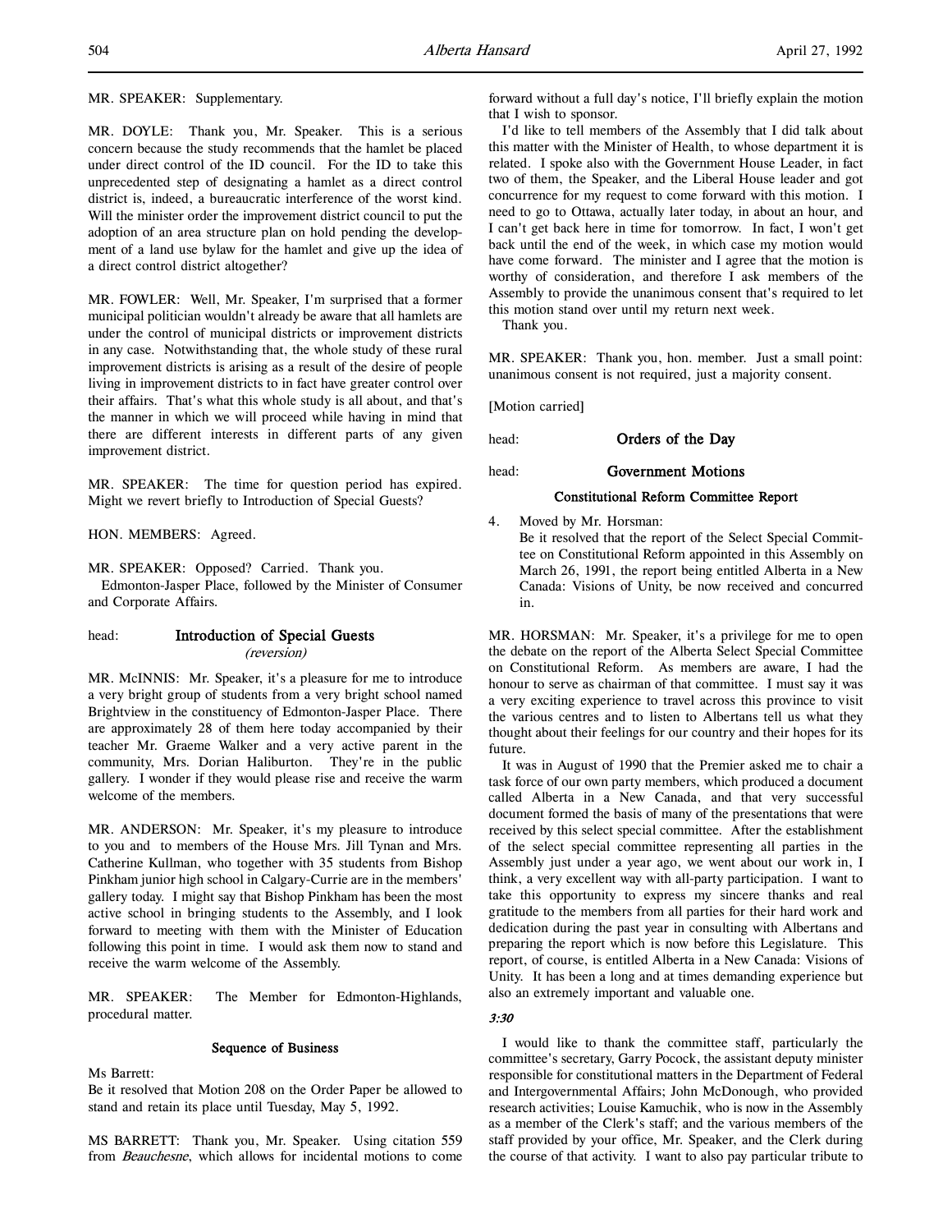MR. SPEAKER: Supplementary.

MR. DOYLE: Thank you, Mr. Speaker. This is a serious concern because the study recommends that the hamlet be placed under direct control of the ID council. For the ID to take this unprecedented step of designating a hamlet as a direct control district is, indeed, a bureaucratic interference of the worst kind. Will the minister order the improvement district council to put the adoption of an area structure plan on hold pending the development of a land use bylaw for the hamlet and give up the idea of a direct control district altogether?

MR. FOWLER: Well, Mr. Speaker, I'm surprised that a former municipal politician wouldn't already be aware that all hamlets are under the control of municipal districts or improvement districts in any case. Notwithstanding that, the whole study of these rural improvement districts is arising as a result of the desire of people living in improvement districts to in fact have greater control over their affairs. That's what this whole study is all about, and that's the manner in which we will proceed while having in mind that there are different interests in different parts of any given improvement district.

MR. SPEAKER: The time for question period has expired. Might we revert briefly to Introduction of Special Guests?

HON. MEMBERS: Agreed.

MR. SPEAKER: Opposed? Carried. Thank you.

Edmonton-Jasper Place, followed by the Minister of Consumer and Corporate Affairs.

## Introduction of Special Guests
*(reversion)*

MR. McINNIS: Mr. Speaker, it's a pleasure for me to introduce a very bright group of students from a very bright school named Brightview in the constituency of Edmonton-Jasper Place. There are approximately 28 of them here today accompanied by their teacher Mr. Graeme Walker and a very active parent in the community, Mrs. Dorian Haliburton. They're in the public gallery. I wonder if they would please rise and receive the warm welcome of the members.

MR. ANDERSON: Mr. Speaker, it's my pleasure to introduce to you and to members of the House Mrs. Jill Tynan and Mrs. Catherine Kullman, who together with 35 students from Bishop Pinkham junior high school in Calgary-Currie are in the members' gallery today. I might say that Bishop Pinkham has been the most active school in bringing students to the Assembly, and I look forward to meeting with them with the Minister of Education following this point in time. I would ask them now to stand and receive the warm welcome of the Assembly.

MR. SPEAKER: The Member for Edmonton-Highlands, procedural matter.

### Sequence of Business

Ms Barrett:
Be it resolved that Motion 208 on the Order Paper be allowed to stand and retain its place until Tuesday, May 5, 1992.

MS BARRETT: Thank you, Mr. Speaker. Using citation 559 from *Beauchesne*, which allows for incidental motions to come forward without a full day's notice, I'll briefly explain the motion that I wish to sponsor.

I'd like to tell members of the Assembly that I did talk about this matter with the Minister of Health, to whose department it is related. I spoke also with the Government House Leader, in fact two of them, the Speaker, and the Liberal House leader and got concurrence for my request to come forward with this motion. I need to go to Ottawa, actually later today, in about an hour, and I can't get back here in time for tomorrow. In fact, I won't get back until the end of the week, in which case my motion would have come forward. The minister and I agree that the motion is worthy of consideration, and therefore I ask members of the Assembly to provide the unanimous consent that's required to let this motion stand over until my return next week.

Thank you.

MR. SPEAKER: Thank you, hon. member. Just a small point: unanimous consent is not required, just a majority consent.

[Motion carried]

## Orders of the Day

## Government Motions

### Constitutional Reform Committee Report

4. Moved by Mr. Horsman:
Be it resolved that the report of the Select Special Committee on Constitutional Reform appointed in this Assembly on March 26, 1991, the report being entitled Alberta in a New Canada: Visions of Unity, be now received and concurred in.

MR. HORSMAN: Mr. Speaker, it's a privilege for me to open the debate on the report of the Alberta Select Special Committee on Constitutional Reform. As members are aware, I had the honour to serve as chairman of that committee. I must say it was a very exciting experience to travel across this province to visit the various centres and to listen to Albertans tell us what they thought about their feelings for our country and their hopes for its future.

It was in August of 1990 that the Premier asked me to chair a task force of our own party members, which produced a document called Alberta in a New Canada, and that very successful document formed the basis of many of the presentations that were received by this select special committee. After the establishment of the select special committee representing all parties in the Assembly just under a year ago, we went about our work in, I think, a very excellent way with all-party participation. I want to take this opportunity to express my sincere thanks and real gratitude to the members from all parties for their hard work and dedication during the past year in consulting with Albertans and preparing the report which is now before this Legislature. This report, of course, is entitled Alberta in a New Canada: Visions of Unity. It has been a long and at times demanding experience but also an extremely important and valuable one.

*3:30*

I would like to thank the committee staff, particularly the committee's secretary, Garry Pocock, the assistant deputy minister responsible for constitutional matters in the Department of Federal and Intergovernmental Affairs; John McDonough, who provided research activities; Louise Kamuchik, who is now in the Assembly as a member of the Clerk's staff; and the various members of the staff provided by your office, Mr. Speaker, and the Clerk during the course of that activity. I want to also pay particular tribute to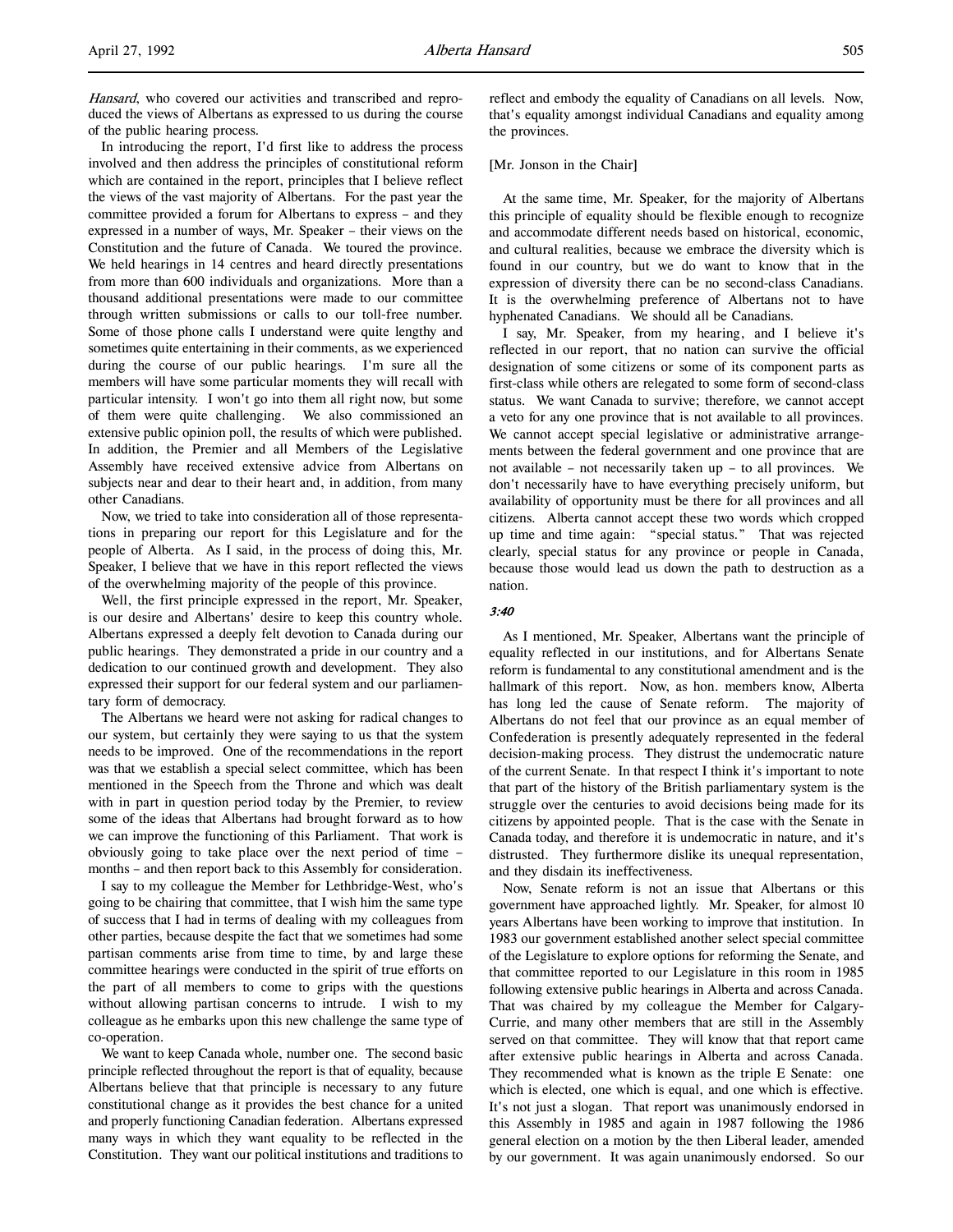*Hansard*, who covered our activities and transcribed and reproduced the views of Albertans as expressed to us during the course of the public hearing process.

In introducing the report, I'd first like to address the process involved and then address the principles of constitutional reform which are contained in the report, principles that I believe reflect the views of the vast majority of Albertans. For the past year the committee provided a forum for Albertans to express – and they expressed in a number of ways, Mr. Speaker – their views on the Constitution and the future of Canada. We toured the province. We held hearings in 14 centres and heard directly presentations from more than 600 individuals and organizations. More than a thousand additional presentations were made to our committee through written submissions or calls to our toll-free number. Some of those phone calls I understand were quite lengthy and sometimes quite entertaining in their comments, as we experienced during the course of our public hearings. I'm sure all the members will have some particular moments they will recall with particular intensity. I won't go into them all right now, but some of them were quite challenging. We also commissioned an extensive public opinion poll, the results of which were published. In addition, the Premier and all Members of the Legislative Assembly have received extensive advice from Albertans on subjects near and dear to their heart and, in addition, from many other Canadians.

Now, we tried to take into consideration all of those representations in preparing our report for this Legislature and for the people of Alberta. As I said, in the process of doing this, Mr. Speaker, I believe that we have in this report reflected the views of the overwhelming majority of the people of this province.

Well, the first principle expressed in the report, Mr. Speaker, is our desire and Albertans' desire to keep this country whole. Albertans expressed a deeply felt devotion to Canada during our public hearings. They demonstrated a pride in our country and a dedication to our continued growth and development. They also expressed their support for our federal system and our parliamentary form of democracy.

The Albertans we heard were not asking for radical changes to our system, but certainly they were saying to us that the system needs to be improved. One of the recommendations in the report was that we establish a special select committee, which has been mentioned in the Speech from the Throne and which was dealt with in part in question period today by the Premier, to review some of the ideas that Albertans had brought forward as to how we can improve the functioning of this Parliament. That work is obviously going to take place over the next period of time – months – and then report back to this Assembly for consideration.

I say to my colleague the Member for Lethbridge-West, who's going to be chairing that committee, that I wish him the same type of success that I had in terms of dealing with my colleagues from other parties, because despite the fact that we sometimes had some partisan comments arise from time to time, by and large these committee hearings were conducted in the spirit of true efforts on the part of all members to come to grips with the questions without allowing partisan concerns to intrude. I wish to my colleague as he embarks upon this new challenge the same type of co-operation.

We want to keep Canada whole, number one. The second basic principle reflected throughout the report is that of equality, because Albertans believe that that principle is necessary to any future constitutional change as it provides the best chance for a united and properly functioning Canadian federation. Albertans expressed many ways in which they want equality to be reflected in the Constitution. They want our political institutions and traditions to reflect and embody the equality of Canadians on all levels. Now, that's equality amongst individual Canadians and equality among the provinces.

[Mr. Jonson in the Chair]

At the same time, Mr. Speaker, for the majority of Albertans this principle of equality should be flexible enough to recognize and accommodate different needs based on historical, economic, and cultural realities, because we embrace the diversity which is found in our country, but we do want to know that in the expression of diversity there can be no second-class Canadians. It is the overwhelming preference of Albertans not to have hyphenated Canadians. We should all be Canadians.

I say, Mr. Speaker, from my hearing, and I believe it's reflected in our report, that no nation can survive the official designation of some citizens or some of its component parts as first-class while others are relegated to some form of second-class status. We want Canada to survive; therefore, we cannot accept a veto for any one province that is not available to all provinces. We cannot accept special legislative or administrative arrangements between the federal government and one province that are not available – not necessarily taken up – to all provinces. We don't necessarily have to have everything precisely uniform, but availability of opportunity must be there for all provinces and all citizens. Alberta cannot accept these two words which cropped up time and time again: "special status." That was rejected clearly, special status for any province or people in Canada, because those would lead us down the path to destruction as a nation.

*3:40*

As I mentioned, Mr. Speaker, Albertans want the principle of equality reflected in our institutions, and for Albertans Senate reform is fundamental to any constitutional amendment and is the hallmark of this report. Now, as hon. members know, Alberta has long led the cause of Senate reform. The majority of Albertans do not feel that our province as an equal member of Confederation is presently adequately represented in the federal decision-making process. They distrust the undemocratic nature of the current Senate. In that respect I think it's important to note that part of the history of the British parliamentary system is the struggle over the centuries to avoid decisions being made for its citizens by appointed people. That is the case with the Senate in Canada today, and therefore it is undemocratic in nature, and it's distrusted. They furthermore dislike its unequal representation, and they disdain its ineffectiveness.

Now, Senate reform is not an issue that Albertans or this government have approached lightly. Mr. Speaker, for almost 10 years Albertans have been working to improve that institution. In 1983 our government established another select special committee of the Legislature to explore options for reforming the Senate, and that committee reported to our Legislature in this room in 1985 following extensive public hearings in Alberta and across Canada. That was chaired by my colleague the Member for Calgary-Currie, and many other members that are still in the Assembly served on that committee. They will know that that report came after extensive public hearings in Alberta and across Canada. They recommended what is known as the triple E Senate: one which is elected, one which is equal, and one which is effective. It's not just a slogan. That report was unanimously endorsed in this Assembly in 1985 and again in 1987 following the 1986 general election on a motion by the then Liberal leader, amended by our government. It was again unanimously endorsed. So our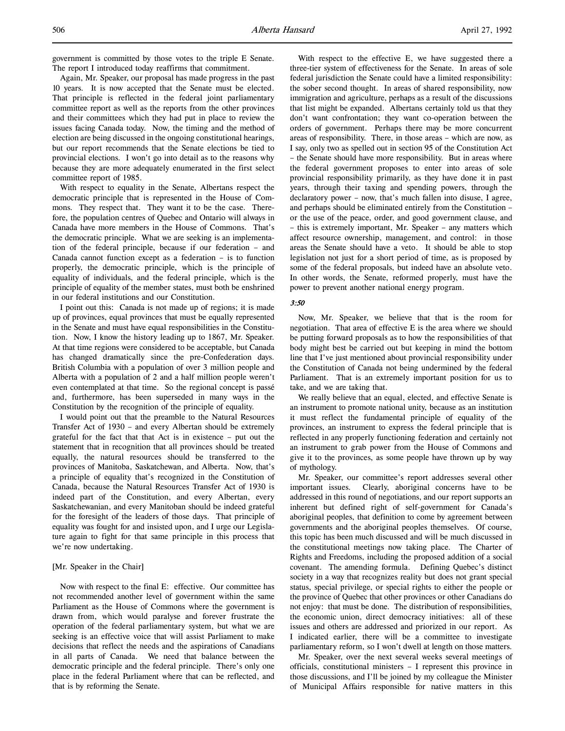government is committed by those votes to the triple E Senate. The report I introduced today reaffirms that commitment.

Again, Mr. Speaker, our proposal has made progress in the past 10 years. It is now accepted that the Senate must be elected. That principle is reflected in the federal joint parliamentary committee report as well as the reports from the other provinces and their committees which they had put in place to review the issues facing Canada today. Now, the timing and the method of election are being discussed in the ongoing constitutional hearings, but our report recommends that the Senate elections be tied to provincial elections. I won't go into detail as to the reasons why because they are more adequately enumerated in the first select committee report of 1985.

With respect to equality in the Senate, Albertans respect the democratic principle that is represented in the House of Commons. They respect that. They want it to be the case. Therefore, the population centres of Quebec and Ontario will always in Canada have more members in the House of Commons. That's the democratic principle. What we are seeking is an implementation of the federal principle, because if our federation – and Canada cannot function except as a federation – is to function properly, the democratic principle, which is the principle of equality of individuals, and the federal principle, which is the principle of equality of the member states, must both be enshrined in our federal institutions and our Constitution.

I point out this: Canada is not made up of regions; it is made up of provinces, equal provinces that must be equally represented in the Senate and must have equal responsibilities in the Constitution. Now, I know the history leading up to 1867, Mr. Speaker. At that time regions were considered to be acceptable, but Canada has changed dramatically since the pre-Confederation days. British Columbia with a population of over 3 million people and Alberta with a population of 2 and a half million people weren't even contemplated at that time. So the regional concept is passé and, furthermore, has been superseded in many ways in the Constitution by the recognition of the principle of equality.

I would point out that the preamble to the Natural Resources Transfer Act of 1930 – and every Albertan should be extremely grateful for the fact that that Act is in existence – put out the statement that in recognition that all provinces should be treated equally, the natural resources should be transferred to the provinces of Manitoba, Saskatchewan, and Alberta. Now, that's a principle of equality that's recognized in the Constitution of Canada, because the Natural Resources Transfer Act of 1930 is indeed part of the Constitution, and every Albertan, every Saskatchewanian, and every Manitoban should be indeed grateful for the foresight of the leaders of those days. That principle of equality was fought for and insisted upon, and I urge our Legislature again to fight for that same principle in this process that we're now undertaking.

[Mr. Speaker in the Chair]

Now with respect to the final E: effective. Our committee has not recommended another level of government within the same Parliament as the House of Commons where the government is drawn from, which would paralyse and forever frustrate the operation of the federal parliamentary system, but what we are seeking is an effective voice that will assist Parliament to make decisions that reflect the needs and the aspirations of Canadians in all parts of Canada. We need that balance between the democratic principle and the federal principle. There's only one place in the federal Parliament where that can be reflected, and that is by reforming the Senate.

With respect to the effective E, we have suggested there a three-tier system of effectiveness for the Senate. In areas of sole federal jurisdiction the Senate could have a limited responsibility: the sober second thought. In areas of shared responsibility, now immigration and agriculture, perhaps as a result of the discussions that list might be expanded. Albertans certainly told us that they don't want confrontation; they want co-operation between the orders of government. Perhaps there may be more concurrent areas of responsibility. There, in those areas – which are now, as I say, only two as spelled out in section 95 of the Constitution Act – the Senate should have more responsibility. But in areas where the federal government proposes to enter into areas of sole provincial responsibility primarily, as they have done it in past years, through their taxing and spending powers, through the declaratory power – now, that's much fallen into disuse, I agree, and perhaps should be eliminated entirely from the Constitution – or the use of the peace, order, and good government clause, and – this is extremely important, Mr. Speaker – any matters which affect resource ownership, management, and control: in those areas the Senate should have a veto. It should be able to stop legislation not just for a short period of time, as is proposed by some of the federal proposals, but indeed have an absolute veto. In other words, the Senate, reformed properly, must have the power to prevent another national energy program.

*3:50*

Now, Mr. Speaker, we believe that that is the room for negotiation. That area of effective E is the area where we should be putting forward proposals as to how the responsibilities of that body might best be carried out but keeping in mind the bottom line that I've just mentioned about provincial responsibility under the Constitution of Canada not being undermined by the federal Parliament. That is an extremely important position for us to take, and we are taking that.

We really believe that an equal, elected, and effective Senate is an instrument to promote national unity, because as an institution it must reflect the fundamental principle of equality of the provinces, an instrument to express the federal principle that is reflected in any properly functioning federation and certainly not an instrument to grab power from the House of Commons and give it to the provinces, as some people have thrown up by way of mythology.

Mr. Speaker, our committee's report addresses several other important issues. Clearly, aboriginal concerns have to be addressed in this round of negotiations, and our report supports an inherent but defined right of self-government for Canada's aboriginal peoples, that definition to come by agreement between governments and the aboriginal peoples themselves. Of course, this topic has been much discussed and will be much discussed in the constitutional meetings now taking place. The Charter of Rights and Freedoms, including the proposed addition of a social covenant. The amending formula. Defining Quebec's distinct society in a way that recognizes reality but does not grant special status, special privilege, or special rights to either the people or the province of Quebec that other provinces or other Canadians do not enjoy: that must be done. The distribution of responsibilities, the economic union, direct democracy initiatives: all of these issues and others are addressed and priorized in our report. As I indicated earlier, there will be a committee to investigate parliamentary reform, so I won't dwell at length on those matters.

Mr. Speaker, over the next several weeks several meetings of officials, constitutional ministers – I represent this province in those discussions, and I'll be joined by my colleague the Minister of Municipal Affairs responsible for native matters in this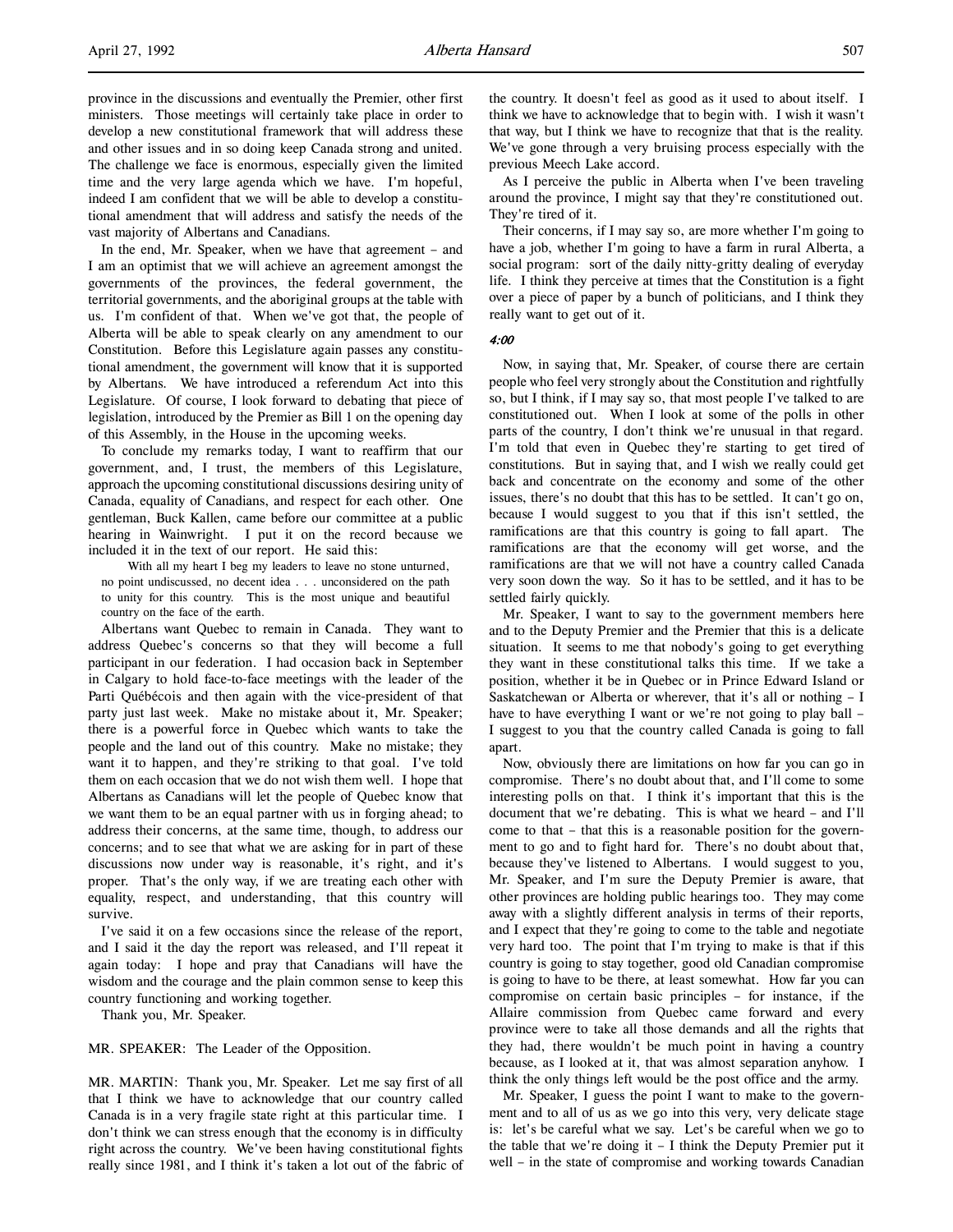province in the discussions and eventually the Premier, other first ministers. Those meetings will certainly take place in order to develop a new constitutional framework that will address these and other issues and in so doing keep Canada strong and united. The challenge we face is enormous, especially given the limited time and the very large agenda which we have. I'm hopeful, indeed I am confident that we will be able to develop a constitutional amendment that will address and satisfy the needs of the vast majority of Albertans and Canadians.

In the end, Mr. Speaker, when we have that agreement – and I am an optimist that we will achieve an agreement amongst the governments of the provinces, the federal government, the territorial governments, and the aboriginal groups at the table with us. I'm confident of that. When we've got that, the people of Alberta will be able to speak clearly on any amendment to our Constitution. Before this Legislature again passes any constitutional amendment, the government will know that it is supported by Albertans. We have introduced a referendum Act into this Legislature. Of course, I look forward to debating that piece of legislation, introduced by the Premier as Bill 1 on the opening day of this Assembly, in the House in the upcoming weeks.

To conclude my remarks today, I want to reaffirm that our government, and, I trust, the members of this Legislature, approach the upcoming constitutional discussions desiring unity of Canada, equality of Canadians, and respect for each other. One gentleman, Buck Kallen, came before our committee at a public hearing in Wainwright. I put it on the record because we included it in the text of our report. He said this:

> With all my heart I beg my leaders to leave no stone unturned, no point undiscussed, no decent idea . . . unconsidered on the path to unity for this country. This is the most unique and beautiful country on the face of the earth.

Albertans want Quebec to remain in Canada. They want to address Quebec's concerns so that they will become a full participant in our federation. I had occasion back in September in Calgary to hold face-to-face meetings with the leader of the Parti Québécois and then again with the vice-president of that party just last week. Make no mistake about it, Mr. Speaker; there is a powerful force in Quebec which wants to take the people and the land out of this country. Make no mistake; they want it to happen, and they're striking to that goal. I've told them on each occasion that we do not wish them well. I hope that Albertans as Canadians will let the people of Quebec know that we want them to be an equal partner with us in forging ahead; to address their concerns, at the same time, though, to address our concerns; and to see that what we are asking for in part of these discussions now under way is reasonable, it's right, and it's proper. That's the only way, if we are treating each other with equality, respect, and understanding, that this country will survive.

I've said it on a few occasions since the release of the report, and I said it the day the report was released, and I'll repeat it again today: I hope and pray that Canadians will have the wisdom and the courage and the plain common sense to keep this country functioning and working together.

Thank you, Mr. Speaker.

MR. SPEAKER: The Leader of the Opposition.

MR. MARTIN: Thank you, Mr. Speaker. Let me say first of all that I think we have to acknowledge that our country called Canada is in a very fragile state right at this particular time. I don't think we can stress enough that the economy is in difficulty right across the country. We've been having constitutional fights really since 1981, and I think it's taken a lot out of the fabric of the country. It doesn't feel as good as it used to about itself. I think we have to acknowledge that to begin with. I wish it wasn't that way, but I think we have to recognize that that is the reality. We've gone through a very bruising process especially with the previous Meech Lake accord.

As I perceive the public in Alberta when I've been traveling around the province, I might say that they're constitutioned out. They're tired of it.

Their concerns, if I may say so, are more whether I'm going to have a job, whether I'm going to have a farm in rural Alberta, a social program: sort of the daily nitty-gritty dealing of everyday life. I think they perceive at times that the Constitution is a fight over a piece of paper by a bunch of politicians, and I think they really want to get out of it.

*4:00*

Now, in saying that, Mr. Speaker, of course there are certain people who feel very strongly about the Constitution and rightfully so, but I think, if I may say so, that most people I've talked to are constitutioned out. When I look at some of the polls in other parts of the country, I don't think we're unusual in that regard. I'm told that even in Quebec they're starting to get tired of constitutions. But in saying that, and I wish we really could get back and concentrate on the economy and some of the other issues, there's no doubt that this has to be settled. It can't go on, because I would suggest to you that if this isn't settled, the ramifications are that this country is going to fall apart. The ramifications are that the economy will get worse, and the ramifications are that we will not have a country called Canada very soon down the way. So it has to be settled, and it has to be settled fairly quickly.

Mr. Speaker, I want to say to the government members here and to the Deputy Premier and the Premier that this is a delicate situation. It seems to me that nobody's going to get everything they want in these constitutional talks this time. If we take a position, whether it be in Quebec or in Prince Edward Island or Saskatchewan or Alberta or wherever, that it's all or nothing – I have to have everything I want or we're not going to play ball – I suggest to you that the country called Canada is going to fall apart.

Now, obviously there are limitations on how far you can go in compromise. There's no doubt about that, and I'll come to some interesting polls on that. I think it's important that this is the document that we're debating. This is what we heard – and I'll come to that – that this is a reasonable position for the government to go and to fight hard for. There's no doubt about that, because they've listened to Albertans. I would suggest to you, Mr. Speaker, and I'm sure the Deputy Premier is aware, that other provinces are holding public hearings too. They may come away with a slightly different analysis in terms of their reports, and I expect that they're going to come to the table and negotiate very hard too. The point that I'm trying to make is that if this country is going to stay together, good old Canadian compromise is going to have to be there, at least somewhat. How far you can compromise on certain basic principles – for instance, if the Allaire commission from Quebec came forward and every province were to take all those demands and all the rights that they had, there wouldn't be much point in having a country because, as I looked at it, that was almost separation anyhow. I think the only things left would be the post office and the army.

Mr. Speaker, I guess the point I want to make to the government and to all of us as we go into this very, very delicate stage is: let's be careful what we say. Let's be careful when we go to the table that we're doing it – I think the Deputy Premier put it well – in the state of compromise and working towards Canadian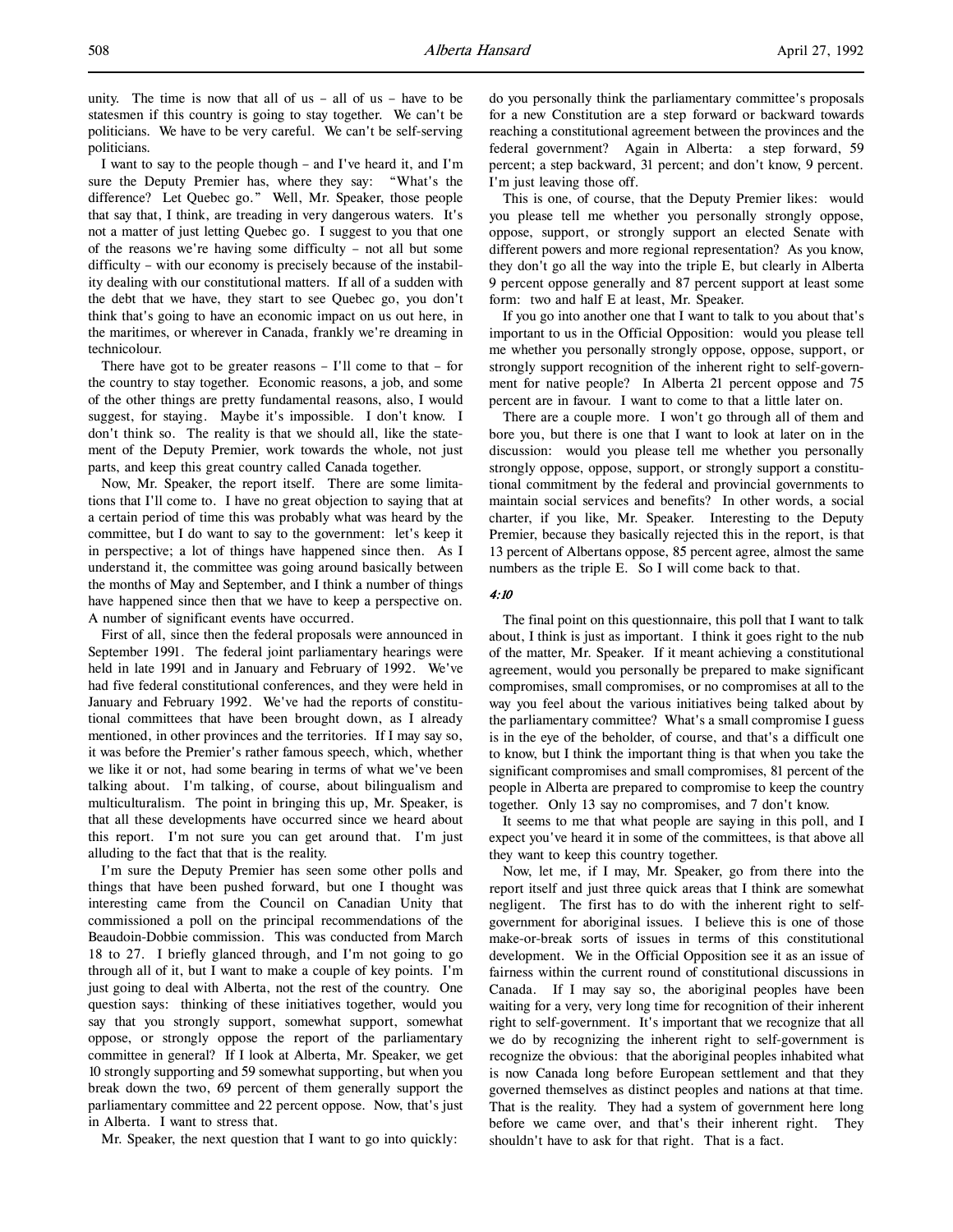unity. The time is now that all of us – all of us – have to be statesmen if this country is going to stay together. We can't be politicians. We have to be very careful. We can't be self-serving politicians.

I want to say to the people though – and I've heard it, and I'm sure the Deputy Premier has, where they say: "What's the difference? Let Quebec go." Well, Mr. Speaker, those people that say that, I think, are treading in very dangerous waters. It's not a matter of just letting Quebec go. I suggest to you that one of the reasons we're having some difficulty – not all but some difficulty – with our economy is precisely because of the instability dealing with our constitutional matters. If all of a sudden with the debt that we have, they start to see Quebec go, you don't think that's going to have an economic impact on us out here, in the maritimes, or wherever in Canada, frankly we're dreaming in technicolour.

There have got to be greater reasons – I'll come to that – for the country to stay together. Economic reasons, a job, and some of the other things are pretty fundamental reasons, also, I would suggest, for staying. Maybe it's impossible. I don't know. I don't think so. The reality is that we should all, like the statement of the Deputy Premier, work towards the whole, not just parts, and keep this great country called Canada together.

Now, Mr. Speaker, the report itself. There are some limitations that I'll come to. I have no great objection to saying that at a certain period of time this was probably what was heard by the committee, but I do want to say to the government: let's keep it in perspective; a lot of things have happened since then. As I understand it, the committee was going around basically between the months of May and September, and I think a number of things have happened since then that we have to keep a perspective on. A number of significant events have occurred.

First of all, since then the federal proposals were announced in September 1991. The federal joint parliamentary hearings were held in late 1991 and in January and February of 1992. We've had five federal constitutional conferences, and they were held in January and February 1992. We've had the reports of constitutional committees that have been brought down, as I already mentioned, in other provinces and the territories. If I may say so, it was before the Premier's rather famous speech, which, whether we like it or not, had some bearing in terms of what we've been talking about. I'm talking, of course, about bilingualism and multiculturalism. The point in bringing this up, Mr. Speaker, is that all these developments have occurred since we heard about this report. I'm not sure you can get around that. I'm just alluding to the fact that that is the reality.

I'm sure the Deputy Premier has seen some other polls and things that have been pushed forward, but one I thought was interesting came from the Council on Canadian Unity that commissioned a poll on the principal recommendations of the Beaudoin-Dobbie commission. This was conducted from March 18 to 27. I briefly glanced through, and I'm not going to go through all of it, but I want to make a couple of key points. I'm just going to deal with Alberta, not the rest of the country. One question says: thinking of these initiatives together, would you say that you strongly support, somewhat support, somewhat oppose, or strongly oppose the report of the parliamentary committee in general? If I look at Alberta, Mr. Speaker, we get 10 strongly supporting and 59 somewhat supporting, but when you break down the two, 69 percent of them generally support the parliamentary committee and 22 percent oppose. Now, that's just in Alberta. I want to stress that.

Mr. Speaker, the next question that I want to go into quickly: do you personally think the parliamentary committee's proposals for a new Constitution are a step forward or backward towards reaching a constitutional agreement between the provinces and the federal government? Again in Alberta: a step forward, 59 percent; a step backward, 31 percent; and don't know, 9 percent. I'm just leaving those off.

This is one, of course, that the Deputy Premier likes: would you please tell me whether you personally strongly oppose, oppose, support, or strongly support an elected Senate with different powers and more regional representation? As you know, they don't go all the way into the triple E, but clearly in Alberta 9 percent oppose generally and 87 percent support at least some form: two and half E at least, Mr. Speaker.

If you go into another one that I want to talk to you about that's important to us in the Official Opposition: would you please tell me whether you personally strongly oppose, oppose, support, or strongly support recognition of the inherent right to self-government for native people? In Alberta 21 percent oppose and 75 percent are in favour. I want to come to that a little later on.

There are a couple more. I won't go through all of them and bore you, but there is one that I want to look at later on in the discussion: would you please tell me whether you personally strongly oppose, oppose, support, or strongly support a constitutional commitment by the federal and provincial governments to maintain social services and benefits? In other words, a social charter, if you like, Mr. Speaker. Interesting to the Deputy Premier, because they basically rejected this in the report, is that 13 percent of Albertans oppose, 85 percent agree, almost the same numbers as the triple E. So I will come back to that.

*4:10*

The final point on this questionnaire, this poll that I want to talk about, I think is just as important. I think it goes right to the nub of the matter, Mr. Speaker. If it meant achieving a constitutional agreement, would you personally be prepared to make significant compromises, small compromises, or no compromises at all to the way you feel about the various initiatives being talked about by the parliamentary committee? What's a small compromise I guess is in the eye of the beholder, of course, and that's a difficult one to know, but I think the important thing is that when you take the significant compromises and small compromises, 81 percent of the people in Alberta are prepared to compromise to keep the country together. Only 13 say no compromises, and 7 don't know.

It seems to me that what people are saying in this poll, and I expect you've heard it in some of the committees, is that above all they want to keep this country together.

Now, let me, if I may, Mr. Speaker, go from there into the report itself and just three quick areas that I think are somewhat negligent. The first has to do with the inherent right to self-government for aboriginal issues. I believe this is one of those make-or-break sorts of issues in terms of this constitutional development. We in the Official Opposition see it as an issue of fairness within the current round of constitutional discussions in Canada. If I may say so, the aboriginal peoples have been waiting for a very, very long time for recognition of their inherent right to self-government. It's important that we recognize that all we do by recognizing the inherent right to self-government is recognize the obvious: that the aboriginal peoples inhabited what is now Canada long before European settlement and that they governed themselves as distinct peoples and nations at that time. That is the reality. They had a system of government here long before we came over, and that's their inherent right. They shouldn't have to ask for that right. That is a fact.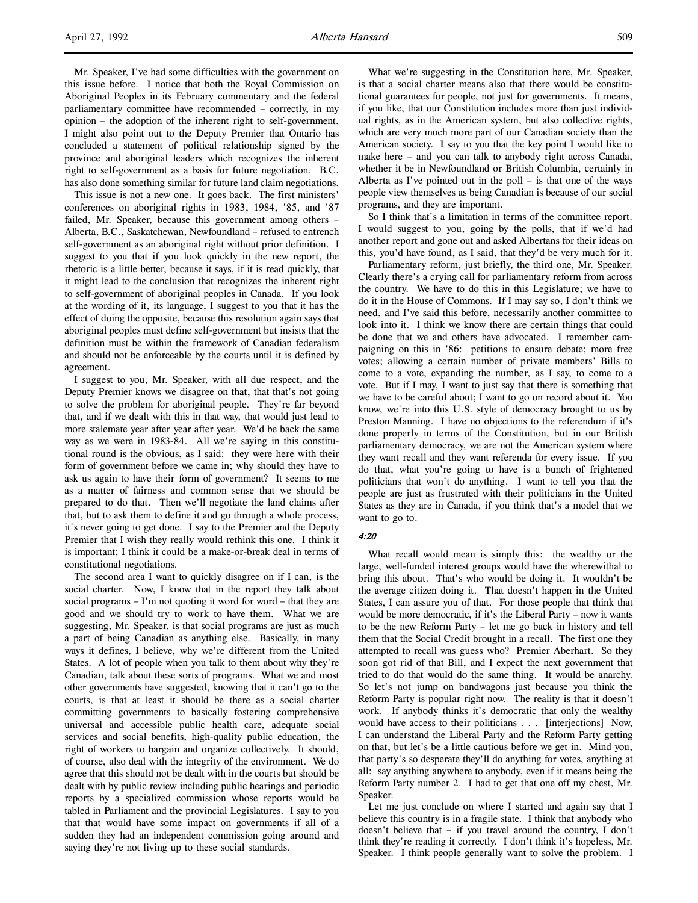Mr. Speaker, I've had some difficulties with the government on this issue before. I notice that both the Royal Commission on Aboriginal Peoples in its February commentary and the federal parliamentary committee have recommended – correctly, in my opinion – the adoption of the inherent right to self-government. I might also point out to the Deputy Premier that Ontario has concluded a statement of political relationship signed by the province and aboriginal leaders which recognizes the inherent right to self-government as a basis for future negotiation. B.C. has also done something similar for future land claim negotiations.

This issue is not a new one. It goes back. The first ministers' conferences on aboriginal rights in 1983, 1984, '85, and '87 failed, Mr. Speaker, because this government among others – Alberta, B.C., Saskatchewan, Newfoundland – refused to entrench self-government as an aboriginal right without prior definition. I suggest to you that if you look quickly in the new report, the rhetoric is a little better, because it says, if it is read quickly, that it might lead to the conclusion that recognizes the inherent right to self-government of aboriginal peoples in Canada. If you look at the wording of it, its language, I suggest to you that it has the effect of doing the opposite, because this resolution again says that aboriginal peoples must define self-government but insists that the definition must be within the framework of Canadian federalism and should not be enforceable by the courts until it is defined by agreement.

I suggest to you, Mr. Speaker, with all due respect, and the Deputy Premier knows we disagree on that, that that's not going to solve the problem for aboriginal people. They're far beyond that, and if we dealt with this in that way, that would just lead to more stalemate year after year after year. We'd be back the same way as we were in 1983-84. All we're saying in this constitutional round is the obvious, as I said: they were here with their form of government before we came in; why should they have to ask us again to have their form of government? It seems to me as a matter of fairness and common sense that we should be prepared to do that. Then we'll negotiate the land claims after that, but to ask them to define it and go through a whole process, it's never going to get done. I say to the Premier and the Deputy Premier that I wish they really would rethink this one. I think it is important; I think it could be a make-or-break deal in terms of constitutional negotiations.

The second area I want to quickly disagree on if I can, is the social charter. Now, I know that in the report they talk about social programs – I'm not quoting it word for word – that they are good and we should try to work to have them. What we are suggesting, Mr. Speaker, is that social programs are just as much a part of being Canadian as anything else. Basically, in many ways it defines, I believe, why we're different from the United States. A lot of people when you talk to them about why they're Canadian, talk about these sorts of programs. What we and most other governments have suggested, knowing that it can't go to the courts, is that at least it should be there as a social charter committing governments to basically fostering comprehensive universal and accessible public health care, adequate social services and social benefits, high-quality public education, the right of workers to bargain and organize collectively. It should, of course, also deal with the integrity of the environment. We do agree that this should not be dealt with in the courts but should be dealt with by public review including public hearings and periodic reports by a specialized commission whose reports would be tabled in Parliament and the provincial Legislatures. I say to you that that would have some impact on governments if all of a sudden they had an independent commission going around and saying they're not living up to these social standards.

What we're suggesting in the Constitution here, Mr. Speaker, is that a social charter means also that there would be constitutional guarantees for people, not just for governments. It means, if you like, that our Constitution includes more than just individual rights, as in the American system, but also collective rights, which are very much more part of our Canadian society than the American society. I say to you that the key point I would like to make here – and you can talk to anybody right across Canada, whether it be in Newfoundland or British Columbia, certainly in Alberta as I've pointed out in the poll – is that one of the ways people view themselves as being Canadian is because of our social programs, and they are important.

So I think that's a limitation in terms of the committee report. I would suggest to you, going by the polls, that if we'd had another report and gone out and asked Albertans for their ideas on this, you'd have found, as I said, that they'd be very much for it.

Parliamentary reform, just briefly, the third one, Mr. Speaker. Clearly there's a crying call for parliamentary reform from across the country. We have to do this in this Legislature; we have to do it in the House of Commons. If I may say so, I don't think we need, and I've said this before, necessarily another committee to look into it. I think we know there are certain things that could be done that we and others have advocated. I remember campaigning on this in '86: petitions to ensure debate; more free votes; allowing a certain number of private members' Bills to come to a vote, expanding the number, as I say, to come to a vote. But if I may, I want to just say that there is something that we have to be careful about; I want to go on record about it. You know, we're into this U.S. style of democracy brought to us by Preston Manning. I have no objections to the referendum if it's done properly in terms of the Constitution, but in our British parliamentary democracy, we are not the American system where they want recall and they want referenda for every issue. If you do that, what you're going to have is a bunch of frightened politicians that won't do anything. I want to tell you that the people are just as frustrated with their politicians in the United States as they are in Canada, if you think that's a model that we want to go to.

*4:20*

What recall would mean is simply this: the wealthy or the large, well-funded interest groups would have the wherewithal to bring this about. That's who would be doing it. It wouldn't be the average citizen doing it. That doesn't happen in the United States, I can assure you of that. For those people that think that would be more democratic, if it's the Liberal Party – now it wants to be the new Reform Party – let me go back in history and tell them that the Social Credit brought in a recall. The first one they attempted to recall was guess who? Premier Aberhart. So they soon got rid of that Bill, and I expect the next government that tried to do that would do the same thing. It would be anarchy. So let's not jump on bandwagons just because you think the Reform Party is popular right now. The reality is that it doesn't work. If anybody thinks it's democratic that only the wealthy would have access to their politicians . . . [interjections] Now, I can understand the Liberal Party and the Reform Party getting on that, but let's be a little cautious before we get in. Mind you, that party's so desperate they'll do anything for votes, anything at all: say anything anywhere to anybody, even if it means being the Reform Party number 2. I had to get that one off my chest, Mr. Speaker.

Let me just conclude on where I started and again say that I believe this country is in a fragile state. I think that anybody who doesn't believe that – if you travel around the country, I don't think they're reading it correctly. I don't think it's hopeless, Mr. Speaker. I think people generally want to solve the problem. I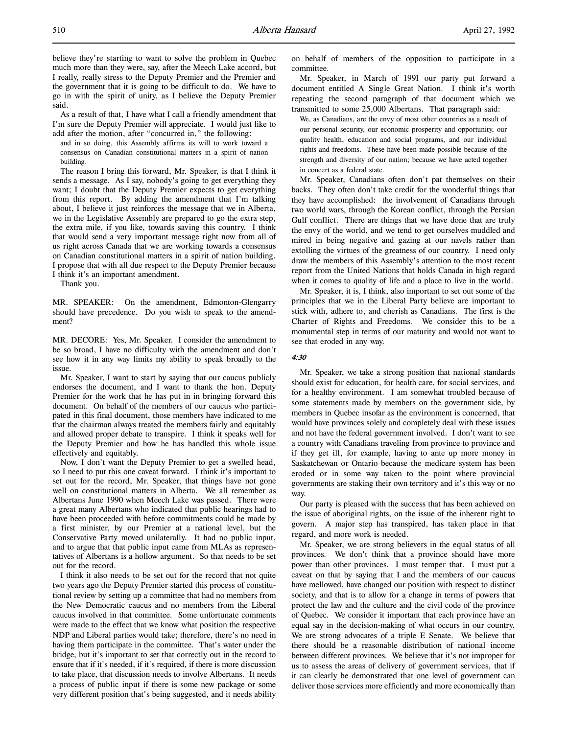believe they're starting to want to solve the problem in Quebec much more than they were, say, after the Meech Lake accord, but I really, really stress to the Deputy Premier and the Premier and the government that it is going to be difficult to do. We have to go in with the spirit of unity, as I believe the Deputy Premier said.

As a result of that, I have what I call a friendly amendment that I'm sure the Deputy Premier will appreciate. I would just like to add after the motion, after "concurred in," the following:

> and in so doing, this Assembly affirms its will to work toward a consensus on Canadian constitutional matters in a spirit of nation building.

The reason I bring this forward, Mr. Speaker, is that I think it sends a message. As I say, nobody's going to get everything they want; I doubt that the Deputy Premier expects to get everything from this report. By adding the amendment that I'm talking about, I believe it just reinforces the message that we in Alberta, we in the Legislative Assembly are prepared to go the extra step, the extra mile, if you like, towards saving this country. I think that would send a very important message right now from all of us right across Canada that we are working towards a consensus on Canadian constitutional matters in a spirit of nation building. I propose that with all due respect to the Deputy Premier because I think it's an important amendment.

Thank you.

MR. SPEAKER: On the amendment, Edmonton-Glengarry should have precedence. Do you wish to speak to the amendment?

MR. DECORE: Yes, Mr. Speaker. I consider the amendment to be so broad, I have no difficulty with the amendment and don't see how it in any way limits my ability to speak broadly to the issue.

Mr. Speaker, I want to start by saying that our caucus publicly endorses the document, and I want to thank the hon. Deputy Premier for the work that he has put in in bringing forward this document. On behalf of the members of our caucus who participated in this final document, those members have indicated to me that the chairman always treated the members fairly and equitably and allowed proper debate to transpire. I think it speaks well for the Deputy Premier and how he has handled this whole issue effectively and equitably.

Now, I don't want the Deputy Premier to get a swelled head, so I need to put this one caveat forward. I think it's important to set out for the record, Mr. Speaker, that things have not gone well on constitutional matters in Alberta. We all remember as Albertans June 1990 when Meech Lake was passed. There were a great many Albertans who indicated that public hearings had to have been proceeded with before commitments could be made by a first minister, by our Premier at a national level, but the Conservative Party moved unilaterally. It had no public input, and to argue that that public input came from MLAs as representatives of Albertans is a hollow argument. So that needs to be set out for the record.

I think it also needs to be set out for the record that not quite two years ago the Deputy Premier started this process of constitutional review by setting up a committee that had no members from the New Democratic caucus and no members from the Liberal caucus involved in that committee. Some unfortunate comments were made to the effect that we know what position the respective NDP and Liberal parties would take; therefore, there's no need in having them participate in the committee. That's water under the bridge, but it's important to set that correctly out in the record to ensure that if it's needed, if it's required, if there is more discussion to take place, that discussion needs to involve Albertans. It needs a process of public input if there is some new package or some very different position that's being suggested, and it needs ability on behalf of members of the opposition to participate in a committee.

Mr. Speaker, in March of 1991 our party put forward a document entitled A Single Great Nation. I think it's worth repeating the second paragraph of that document which we transmitted to some 25,000 Albertans. That paragraph said:

> We, as Canadians, are the envy of most other countries as a result of our personal security, our economic prosperity and opportunity, our quality health, education and social programs, and our individual rights and freedoms. These have been made possible because of the strength and diversity of our nation; because we have acted together in concert as a federal state.

Mr. Speaker, Canadians often don't pat themselves on their backs. They often don't take credit for the wonderful things that they have accomplished: the involvement of Canadians through two world wars, through the Korean conflict, through the Persian Gulf conflict. There are things that we have done that are truly the envy of the world, and we tend to get ourselves muddled and mired in being negative and gazing at our navels rather than extolling the virtues of the greatness of our country. I need only draw the members of this Assembly's attention to the most recent report from the United Nations that holds Canada in high regard when it comes to quality of life and a place to live in the world.

Mr. Speaker, it is, I think, also important to set out some of the principles that we in the Liberal Party believe are important to stick with, adhere to, and cherish as Canadians. The first is the Charter of Rights and Freedoms. We consider this to be a monumental step in terms of our maturity and would not want to see that eroded in any way.

*4:30*

Mr. Speaker, we take a strong position that national standards should exist for education, for health care, for social services, and for a healthy environment. I am somewhat troubled because of some statements made by members on the government side, by members in Quebec insofar as the environment is concerned, that would have provinces solely and completely deal with these issues and not have the federal government involved. I don't want to see a country with Canadians traveling from province to province and if they get ill, for example, having to ante up more money in Saskatchewan or Ontario because the medicare system has been eroded or in some way taken to the point where provincial governments are staking their own territory and it's this way or no way.

Our party is pleased with the success that has been achieved on the issue of aboriginal rights, on the issue of the inherent right to govern. A major step has transpired, has taken place in that regard, and more work is needed.

Mr. Speaker, we are strong believers in the equal status of all provinces. We don't think that a province should have more power than other provinces. I must temper that. I must put a caveat on that by saying that I and the members of our caucus have mellowed, have changed our position with respect to distinct society, and that is to allow for a change in terms of powers that protect the law and the culture and the civil code of the province of Quebec. We consider it important that each province have an equal say in the decision-making of what occurs in our country. We are strong advocates of a triple E Senate. We believe that there should be a reasonable distribution of national income between different provinces. We believe that it's not improper for us to assess the areas of delivery of government services, that if it can clearly be demonstrated that one level of government can deliver those services more efficiently and more economically than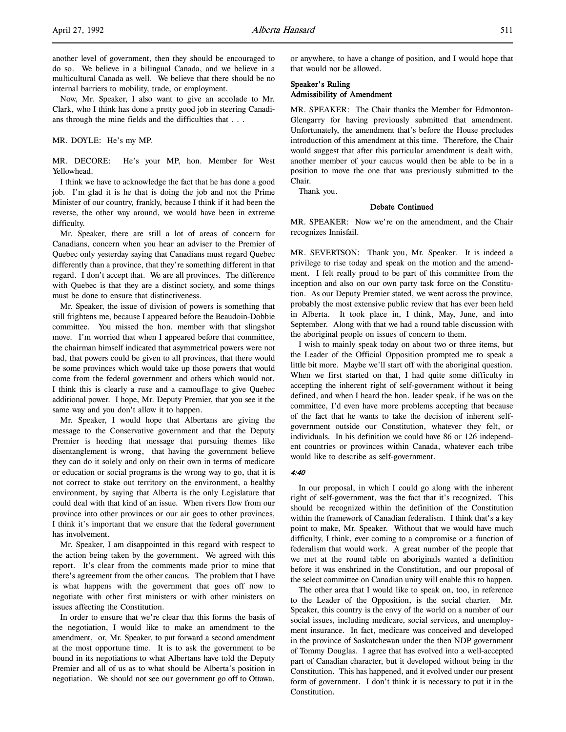another level of government, then they should be encouraged to do so. We believe in a bilingual Canada, and we believe in a multicultural Canada as well. We believe that there should be no internal barriers to mobility, trade, or employment.

Now, Mr. Speaker, I also want to give an accolade to Mr. Clark, who I think has done a pretty good job in steering Canadians through the mine fields and the difficulties that . . .

MR. DOYLE: He's my MP.

MR. DECORE: He's your MP, hon. Member for West Yellowhead.

I think we have to acknowledge the fact that he has done a good job. I'm glad it is he that is doing the job and not the Prime Minister of our country, frankly, because I think if it had been the reverse, the other way around, we would have been in extreme difficulty.

Mr. Speaker, there are still a lot of areas of concern for Canadians, concern when you hear an adviser to the Premier of Quebec only yesterday saying that Canadians must regard Quebec differently than a province, that they're something different in that regard. I don't accept that. We are all provinces. The difference with Quebec is that they are a distinct society, and some things must be done to ensure that distinctiveness.

Mr. Speaker, the issue of division of powers is something that still frightens me, because I appeared before the Beaudoin-Dobbie committee. You missed the hon. member with that slingshot move. I'm worried that when I appeared before that committee, the chairman himself indicated that asymmetrical powers were not bad, that powers could be given to all provinces, that there would be some provinces which would take up those powers that would come from the federal government and others which would not. I think this is clearly a ruse and a camouflage to give Quebec additional power. I hope, Mr. Deputy Premier, that you see it the same way and you don't allow it to happen.

Mr. Speaker, I would hope that Albertans are giving the message to the Conservative government and that the Deputy Premier is heeding that message that pursuing themes like disentanglement is wrong, that having the government believe they can do it solely and only on their own in terms of medicare or education or social programs is the wrong way to go, that it is not correct to stake out territory on the environment, a healthy environment, by saying that Alberta is the only Legislature that could deal with that kind of an issue. When rivers flow from our province into other provinces or our air goes to other provinces, I think it's important that we ensure that the federal government has involvement.

Mr. Speaker, I am disappointed in this regard with respect to the action being taken by the government. We agreed with this report. It's clear from the comments made prior to mine that there's agreement from the other caucus. The problem that I have is what happens with the government that goes off now to negotiate with other first ministers or with other ministers on issues affecting the Constitution.

In order to ensure that we're clear that this forms the basis of the negotiation, I would like to make an amendment to the amendment, or, Mr. Speaker, to put forward a second amendment at the most opportune time. It is to ask the government to be bound in its negotiations to what Albertans have told the Deputy Premier and all of us as to what should be Alberta's position in negotiation. We should not see our government go off to Ottawa, or anywhere, to have a change of position, and I would hope that that would not be allowed.

### Speaker's Ruling
### Admissibility of Amendment

MR. SPEAKER: The Chair thanks the Member for Edmonton-Glengarry for having previously submitted that amendment. Unfortunately, the amendment that's before the House precludes introduction of this amendment at this time. Therefore, the Chair would suggest that after this particular amendment is dealt with, another member of your caucus would then be able to be in a position to move the one that was previously submitted to the Chair.

Thank you.

### Debate Continued

MR. SPEAKER: Now we're on the amendment, and the Chair recognizes Innisfail.

MR. SEVERTSON: Thank you, Mr. Speaker. It is indeed a privilege to rise today and speak on the motion and the amendment. I felt really proud to be part of this committee from the inception and also on our own party task force on the Constitution. As our Deputy Premier stated, we went across the province, probably the most extensive public review that has ever been held in Alberta. It took place in, I think, May, June, and into September. Along with that we had a round table discussion with the aboriginal people on issues of concern to them.

I wish to mainly speak today on about two or three items, but the Leader of the Official Opposition prompted me to speak a little bit more. Maybe we'll start off with the aboriginal question. When we first started on that, I had quite some difficulty in accepting the inherent right of self-government without it being defined, and when I heard the hon. leader speak, if he was on the committee, I'd even have more problems accepting that because of the fact that he wants to take the decision of inherent self-government outside our Constitution, whatever they felt, or individuals. In his definition we could have 86 or 126 independent countries or provinces within Canada, whatever each tribe would like to describe as self-government.

*4:40*

In our proposal, in which I could go along with the inherent right of self-government, was the fact that it's recognized. This should be recognized within the definition of the Constitution within the framework of Canadian federalism. I think that's a key point to make, Mr. Speaker. Without that we would have much difficulty, I think, ever coming to a compromise or a function of federalism that would work. A great number of the people that we met at the round table on aboriginals wanted a definition before it was enshrined in the Constitution, and our proposal of the select committee on Canadian unity will enable this to happen.

The other area that I would like to speak on, too, in reference to the Leader of the Opposition, is the social charter. Mr. Speaker, this country is the envy of the world on a number of our social issues, including medicare, social services, and unemployment insurance. In fact, medicare was conceived and developed in the province of Saskatchewan under the then NDP government of Tommy Douglas. I agree that has evolved into a well-accepted part of Canadian character, but it developed without being in the Constitution. This has happened, and it evolved under our present form of government. I don't think it is necessary to put it in the Constitution.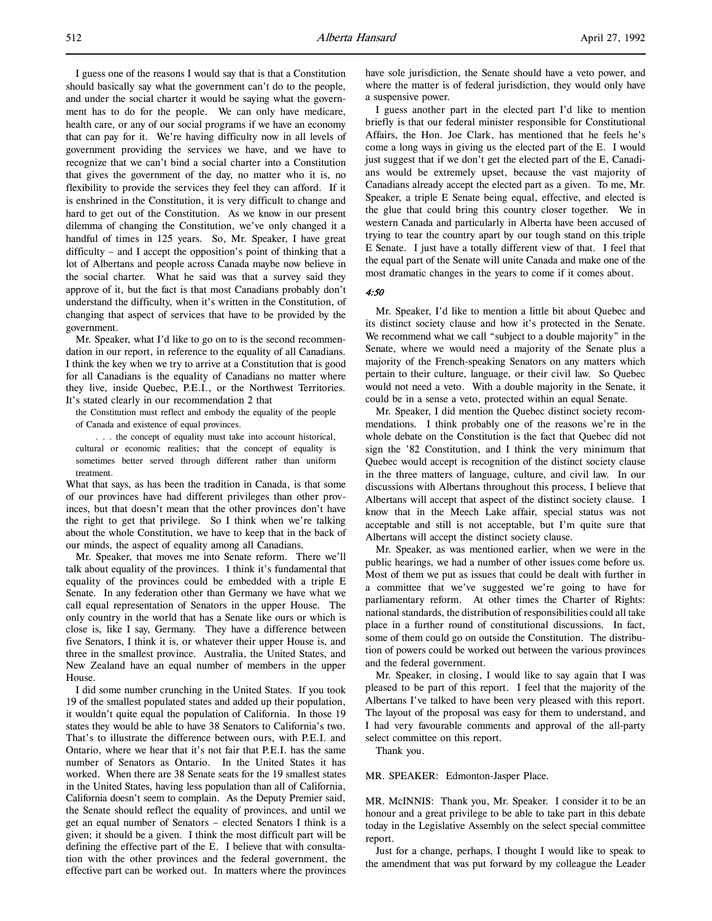I guess one of the reasons I would say that is that a Constitution should basically say what the government can't do to the people, and under the social charter it would be saying what the government has to do for the people. We can only have medicare, health care, or any of our social programs if we have an economy that can pay for it. We're having difficulty now in all levels of government providing the services we have, and we have to recognize that we can't bind a social charter into a Constitution that gives the government of the day, no matter who it is, no flexibility to provide the services they feel they can afford. If it is enshrined in the Constitution, it is very difficult to change and hard to get out of the Constitution. As we know in our present dilemma of changing the Constitution, we've only changed it a handful of times in 125 years. So, Mr. Speaker, I have great difficulty – and I accept the opposition's point of thinking that a lot of Albertans and people across Canada maybe now believe in the social charter. What he said was that a survey said they approve of it, but the fact is that most Canadians probably don't understand the difficulty, when it's written in the Constitution, of changing that aspect of services that have to be provided by the government.

Mr. Speaker, what I'd like to go on to is the second recommendation in our report, in reference to the equality of all Canadians. I think the key when we try to arrive at a Constitution that is good for all Canadians is the equality of Canadians no matter where they live, inside Quebec, P.E.I., or the Northwest Territories. It's stated clearly in our recommendation 2 that

> the Constitution must reflect and embody the equality of the people of Canada and existence of equal provinces.
>
> . . . the concept of equality must take into account historical, cultural or economic realities; that the concept of equality is sometimes better served through different rather than uniform treatment.

What that says, as has been the tradition in Canada, is that some of our provinces have had different privileges than other provinces, but that doesn't mean that the other provinces don't have the right to get that privilege. So I think when we're talking about the whole Constitution, we have to keep that in the back of our minds, the aspect of equality among all Canadians.

Mr. Speaker, that moves me into Senate reform. There we'll talk about equality of the provinces. I think it's fundamental that equality of the provinces could be embedded with a triple E Senate. In any federation other than Germany we have what we call equal representation of Senators in the upper House. The only country in the world that has a Senate like ours or which is close is, like I say, Germany. They have a difference between five Senators, I think it is, or whatever their upper House is, and three in the smallest province. Australia, the United States, and New Zealand have an equal number of members in the upper House.

I did some number crunching in the United States. If you took 19 of the smallest populated states and added up their population, it wouldn't quite equal the population of California. In those 19 states they would be able to have 38 Senators to California's two. That's to illustrate the difference between ours, with P.E.I. and Ontario, where we hear that it's not fair that P.E.I. has the same number of Senators as Ontario. In the United States it has worked. When there are 38 Senate seats for the 19 smallest states in the United States, having less population than all of California, California doesn't seem to complain. As the Deputy Premier said, the Senate should reflect the equality of provinces, and until we get an equal number of Senators – elected Senators I think is a given; it should be a given. I think the most difficult part will be defining the effective part of the E. I believe that with consultation with the other provinces and the federal government, the effective part can be worked out. In matters where the provinces have sole jurisdiction, the Senate should have a veto power, and where the matter is of federal jurisdiction, they would only have a suspensive power.

I guess another part in the elected part I'd like to mention briefly is that our federal minister responsible for Constitutional Affairs, the Hon. Joe Clark, has mentioned that he feels he's come a long ways in giving us the elected part of the E. I would just suggest that if we don't get the elected part of the E, Canadians would be extremely upset, because the vast majority of Canadians already accept the elected part as a given. To me, Mr. Speaker, a triple E Senate being equal, effective, and elected is the glue that could bring this country closer together. We in western Canada and particularly in Alberta have been accused of trying to tear the country apart by our tough stand on this triple E Senate. I just have a totally different view of that. I feel that the equal part of the Senate will unite Canada and make one of the most dramatic changes in the years to come if it comes about.

*4:50*

Mr. Speaker, I'd like to mention a little bit about Quebec and its distinct society clause and how it's protected in the Senate. We recommend what we call "subject to a double majority" in the Senate, where we would need a majority of the Senate plus a majority of the French-speaking Senators on any matters which pertain to their culture, language, or their civil law. So Quebec would not need a veto. With a double majority in the Senate, it could be in a sense a veto, protected within an equal Senate.

Mr. Speaker, I did mention the Quebec distinct society recommendations. I think probably one of the reasons we're in the whole debate on the Constitution is the fact that Quebec did not sign the '82 Constitution, and I think the very minimum that Quebec would accept is recognition of the distinct society clause in the three matters of language, culture, and civil law. In our discussions with Albertans throughout this process, I believe that Albertans will accept that aspect of the distinct society clause. I know that in the Meech Lake affair, special status was not acceptable and still is not acceptable, but I'm quite sure that Albertans will accept the distinct society clause.

Mr. Speaker, as was mentioned earlier, when we were in the public hearings, we had a number of other issues come before us. Most of them we put as issues that could be dealt with further in a committee that we've suggested we're going to have for parliamentary reform. At other times the Charter of Rights: national standards, the distribution of responsibilities could all take place in a further round of constitutional discussions. In fact, some of them could go on outside the Constitution. The distribution of powers could be worked out between the various provinces and the federal government.

Mr. Speaker, in closing, I would like to say again that I was pleased to be part of this report. I feel that the majority of the Albertans I've talked to have been very pleased with this report. The layout of the proposal was easy for them to understand, and I had very favourable comments and approval of the all-party select committee on this report.

Thank you.

MR. SPEAKER: Edmonton-Jasper Place.

MR. McINNIS: Thank you, Mr. Speaker. I consider it to be an honour and a great privilege to be able to take part in this debate today in the Legislative Assembly on the select special committee report.

Just for a change, perhaps, I thought I would like to speak to the amendment that was put forward by my colleague the Leader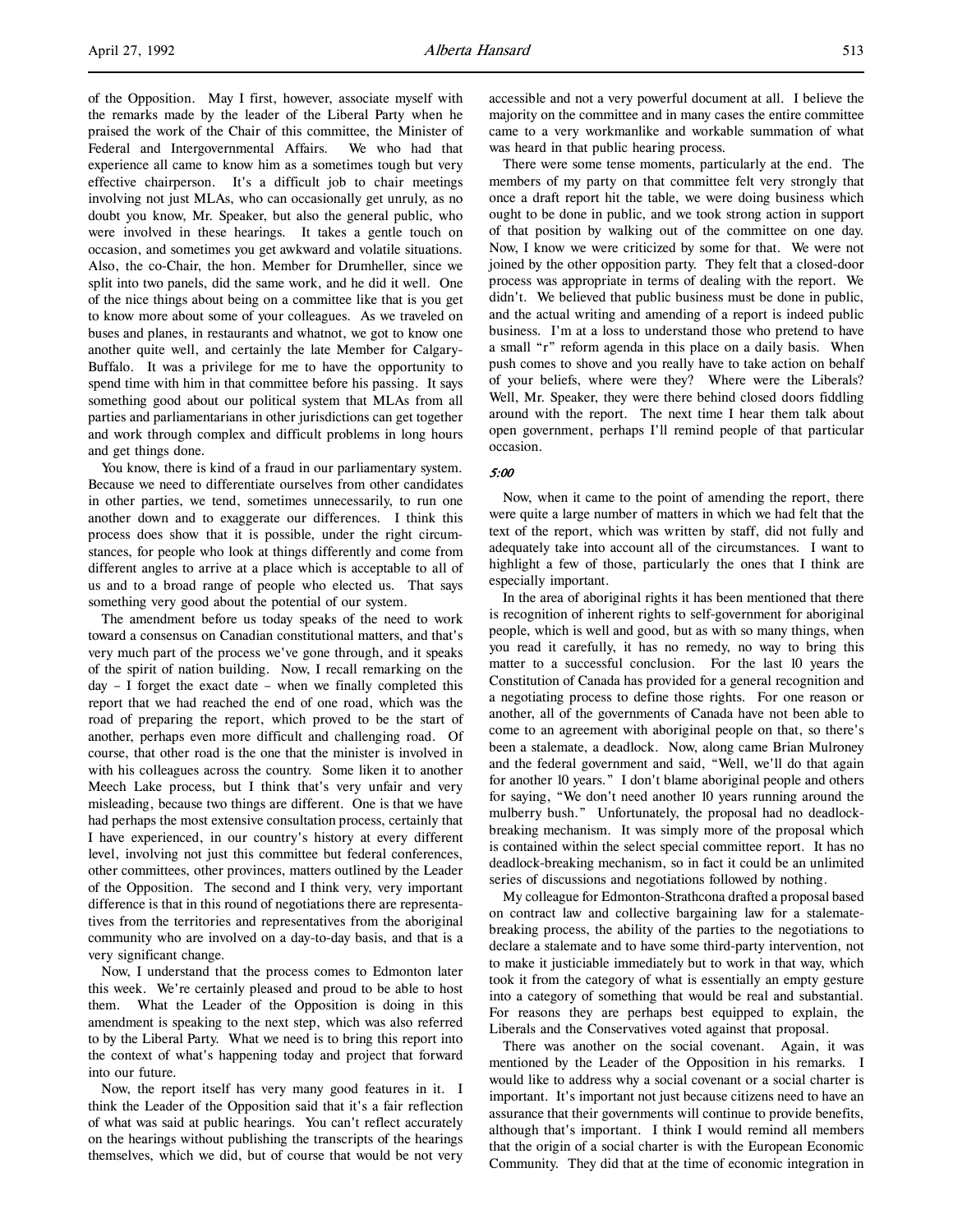of the Opposition. May I first, however, associate myself with the remarks made by the leader of the Liberal Party when he praised the work of the Chair of this committee, the Minister of Federal and Intergovernmental Affairs. We who had that experience all came to know him as a sometimes tough but very effective chairperson. It's a difficult job to chair meetings involving not just MLAs, who can occasionally get unruly, as no doubt you know, Mr. Speaker, but also the general public, who were involved in these hearings. It takes a gentle touch on occasion, and sometimes you get awkward and volatile situations. Also, the co-Chair, the hon. Member for Drumheller, since we split into two panels, did the same work, and he did it well. One of the nice things about being on a committee like that is you get to know more about some of your colleagues. As we traveled on buses and planes, in restaurants and whatnot, we got to know one another quite well, and certainly the late Member for Calgary-Buffalo. It was a privilege for me to have the opportunity to spend time with him in that committee before his passing. It says something good about our political system that MLAs from all parties and parliamentarians in other jurisdictions can get together and work through complex and difficult problems in long hours and get things done.

You know, there is kind of a fraud in our parliamentary system. Because we need to differentiate ourselves from other candidates in other parties, we tend, sometimes unnecessarily, to run one another down and to exaggerate our differences. I think this process does show that it is possible, under the right circumstances, for people who look at things differently and come from different angles to arrive at a place which is acceptable to all of us and to a broad range of people who elected us. That says something very good about the potential of our system.

The amendment before us today speaks of the need to work toward a consensus on Canadian constitutional matters, and that's very much part of the process we've gone through, and it speaks of the spirit of nation building. Now, I recall remarking on the day – I forget the exact date – when we finally completed this report that we had reached the end of one road, which was the road of preparing the report, which proved to be the start of another, perhaps even more difficult and challenging road. Of course, that other road is the one that the minister is involved in with his colleagues across the country. Some liken it to another Meech Lake process, but I think that's very unfair and very misleading, because two things are different. One is that we have had perhaps the most extensive consultation process, certainly that I have experienced, in our country's history at every different level, involving not just this committee but federal conferences, other committees, other provinces, matters outlined by the Leader of the Opposition. The second and I think very, very important difference is that in this round of negotiations there are representatives from the territories and representatives from the aboriginal community who are involved on a day-to-day basis, and that is a very significant change.

Now, I understand that the process comes to Edmonton later this week. We're certainly pleased and proud to be able to host them. What the Leader of the Opposition is doing in this amendment is speaking to the next step, which was also referred to by the Liberal Party. What we need is to bring this report into the context of what's happening today and project that forward into our future.

Now, the report itself has very many good features in it. I think the Leader of the Opposition said that it's a fair reflection of what was said at public hearings. You can't reflect accurately on the hearings without publishing the transcripts of the hearings themselves, which we did, but of course that would be not very accessible and not a very powerful document at all. I believe the majority on the committee and in many cases the entire committee came to a very workmanlike and workable summation of what was heard in that public hearing process.

There were some tense moments, particularly at the end. The members of my party on that committee felt very strongly that once a draft report hit the table, we were doing business which ought to be done in public, and we took strong action in support of that position by walking out of the committee on one day. Now, I know we were criticized by some for that. We were not joined by the other opposition party. They felt that a closed-door process was appropriate in terms of dealing with the report. We didn't. We believed that public business must be done in public, and the actual writing and amending of a report is indeed public business. I'm at a loss to understand those who pretend to have a small "r" reform agenda in this place on a daily basis. When push comes to shove and you really have to take action on behalf of your beliefs, where were they? Where were the Liberals? Well, Mr. Speaker, they were there behind closed doors fiddling around with the report. The next time I hear them talk about open government, perhaps I'll remind people of that particular occasion.

*5:00*

Now, when it came to the point of amending the report, there were quite a large number of matters in which we had felt that the text of the report, which was written by staff, did not fully and adequately take into account all of the circumstances. I want to highlight a few of those, particularly the ones that I think are especially important.

In the area of aboriginal rights it has been mentioned that there is recognition of inherent rights to self-government for aboriginal people, which is well and good, but as with so many things, when you read it carefully, it has no remedy, no way to bring this matter to a successful conclusion. For the last 10 years the Constitution of Canada has provided for a general recognition and a negotiating process to define those rights. For one reason or another, all of the governments of Canada have not been able to come to an agreement with aboriginal people on that, so there's been a stalemate, a deadlock. Now, along came Brian Mulroney and the federal government and said, "Well, we'll do that again for another 10 years." I don't blame aboriginal people and others for saying, "We don't need another 10 years running around the mulberry bush." Unfortunately, the proposal had no deadlock-breaking mechanism. It was simply more of the proposal which is contained within the select special committee report. It has no deadlock-breaking mechanism, so in fact it could be an unlimited series of discussions and negotiations followed by nothing.

My colleague for Edmonton-Strathcona drafted a proposal based on contract law and collective bargaining law for a stalemate-breaking process, the ability of the parties to the negotiations to declare a stalemate and to have some third-party intervention, not to make it justiciable immediately but to work in that way, which took it from the category of what is essentially an empty gesture into a category of something that would be real and substantial. For reasons they are perhaps best equipped to explain, the Liberals and the Conservatives voted against that proposal.

There was another on the social covenant. Again, it was mentioned by the Leader of the Opposition in his remarks. I would like to address why a social covenant or a social charter is important. It's important not just because citizens need to have an assurance that their governments will continue to provide benefits, although that's important. I think I would remind all members that the origin of a social charter is with the European Economic Community. They did that at the time of economic integration in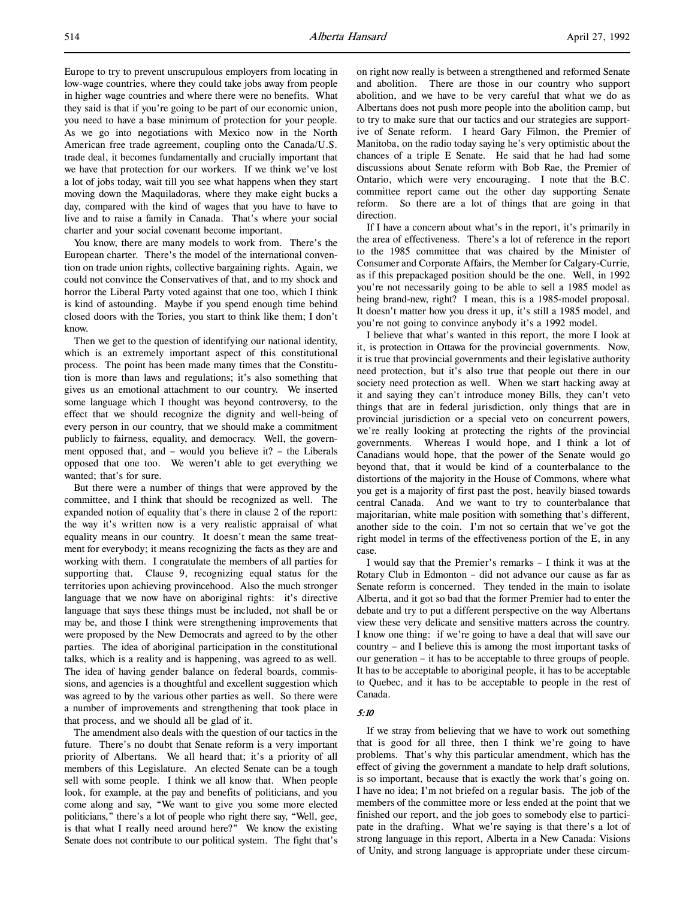Europe to try to prevent unscrupulous employers from locating in low-wage countries, where they could take jobs away from people in higher wage countries and where there were no benefits. What they said is that if you're going to be part of our economic union, you need to have a base minimum of protection for your people. As we go into negotiations with Mexico now in the North American free trade agreement, coupling onto the Canada/U.S. trade deal, it becomes fundamentally and crucially important that we have that protection for our workers. If we think we've lost a lot of jobs today, wait till you see what happens when they start moving down the Maquiladoras, where they make eight bucks a day, compared with the kind of wages that you have to have to live and to raise a family in Canada. That's where your social charter and your social covenant become important.

You know, there are many models to work from. There's the European charter. There's the model of the international convention on trade union rights, collective bargaining rights. Again, we could not convince the Conservatives of that, and to my shock and horror the Liberal Party voted against that one too, which I think is kind of astounding. Maybe if you spend enough time behind closed doors with the Tories, you start to think like them; I don't know.

Then we get to the question of identifying our national identity, which is an extremely important aspect of this constitutional process. The point has been made many times that the Constitution is more than laws and regulations; it's also something that gives us an emotional attachment to our country. We inserted some language which I thought was beyond controversy, to the effect that we should recognize the dignity and well-being of every person in our country, that we should make a commitment publicly to fairness, equality, and democracy. Well, the government opposed that, and – would you believe it? – the Liberals opposed that one too. We weren't able to get everything we wanted; that's for sure.

But there were a number of things that were approved by the committee, and I think that should be recognized as well. The expanded notion of equality that's there in clause 2 of the report: the way it's written now is a very realistic appraisal of what equality means in our country. It doesn't mean the same treatment for everybody; it means recognizing the facts as they are and working with them. I congratulate the members of all parties for supporting that. Clause 9, recognizing equal status for the territories upon achieving provincehood. Also the much stronger language that we now have on aboriginal rights: it's directive language that says these things must be included, not shall be or may be, and those I think were strengthening improvements that were proposed by the New Democrats and agreed to by the other parties. The idea of aboriginal participation in the constitutional talks, which is a reality and is happening, was agreed to as well. The idea of having gender balance on federal boards, commissions, and agencies is a thoughtful and excellent suggestion which was agreed to by the various other parties as well. So there were a number of improvements and strengthening that took place in that process, and we should all be glad of it.

The amendment also deals with the question of our tactics in the future. There's no doubt that Senate reform is a very important priority of Albertans. We all heard that; it's a priority of all members of this Legislature. An elected Senate can be a tough sell with some people. I think we all know that. When people look, for example, at the pay and benefits of politicians, and you come along and say, "We want to give you some more elected politicians," there's a lot of people who right there say, "Well, gee, is that what I really need around here?" We know the existing Senate does not contribute to our political system. The fight that's on right now really is between a strengthened and reformed Senate and abolition. There are those in our country who support abolition, and we have to be very careful that what we do as Albertans does not push more people into the abolition camp, but to try to make sure that our tactics and our strategies are supportive of Senate reform. I heard Gary Filmon, the Premier of Manitoba, on the radio today saying he's very optimistic about the chances of a triple E Senate. He said that he had had some discussions about Senate reform with Bob Rae, the Premier of Ontario, which were very encouraging. I note that the B.C. committee report came out the other day supporting Senate reform. So there are a lot of things that are going in that direction.

If I have a concern about what's in the report, it's primarily in the area of effectiveness. There's a lot of reference in the report to the 1985 committee that was chaired by the Minister of Consumer and Corporate Affairs, the Member for Calgary-Currie, as if this prepackaged position should be the one. Well, in 1992 you're not necessarily going to be able to sell a 1985 model as being brand-new, right? I mean, this is a 1985-model proposal. It doesn't matter how you dress it up, it's still a 1985 model, and you're not going to convince anybody it's a 1992 model.

I believe that what's wanted in this report, the more I look at it, is protection in Ottawa for the provincial governments. Now, it is true that provincial governments and their legislative authority need protection, but it's also true that people out there in our society need protection as well. When we start hacking away at it and saying they can't introduce money Bills, they can't veto things that are in federal jurisdiction, only things that are in provincial jurisdiction or a special veto on concurrent powers, we're really looking at protecting the rights of the provincial governments. Whereas I would hope, and I think a lot of Canadians would hope, that the power of the Senate would go beyond that, that it would be kind of a counterbalance to the distortions of the majority in the House of Commons, where what you get is a majority of first past the post, heavily biased towards central Canada. And we want to try to counterbalance that majoritarian, white male position with something that's different, another side to the coin. I'm not so certain that we've got the right model in terms of the effectiveness portion of the E, in any case.

I would say that the Premier's remarks – I think it was at the Rotary Club in Edmonton – did not advance our cause as far as Senate reform is concerned. They tended in the main to isolate Alberta, and it got so bad that the former Premier had to enter the debate and try to put a different perspective on the way Albertans view these very delicate and sensitive matters across the country. I know one thing: if we're going to have a deal that will save our country – and I believe this is among the most important tasks of our generation – it has to be acceptable to three groups of people. It has to be acceptable to aboriginal people, it has to be acceptable to Quebec, and it has to be acceptable to people in the rest of Canada.

*5:10*

If we stray from believing that we have to work out something that is good for all three, then I think we're going to have problems. That's why this particular amendment, which has the effect of giving the government a mandate to help draft solutions, is so important, because that is exactly the work that's going on. I have no idea; I'm not briefed on a regular basis. The job of the members of the committee more or less ended at the point that we finished our report, and the job goes to somebody else to participate in the drafting. What we're saying is that there's a lot of strong language in this report, Alberta in a New Canada: Visions of Unity, and strong language is appropriate under these circum-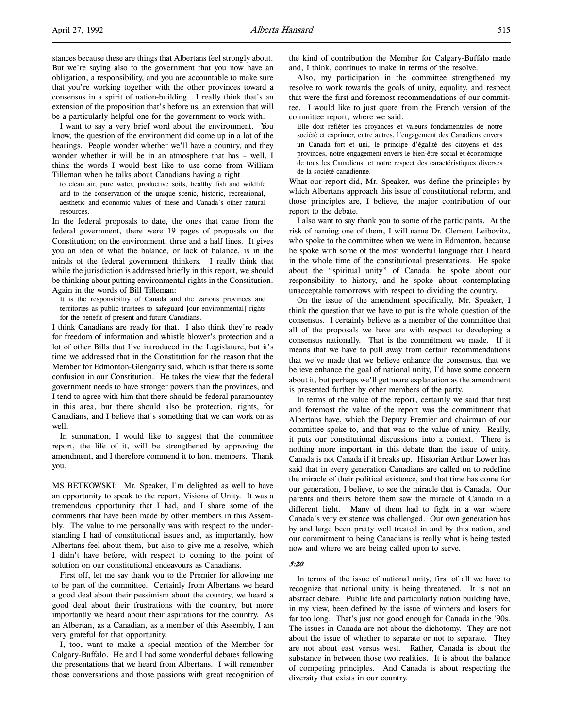stances because these are things that Albertans feel strongly about. But we're saying also to the government that you now have an obligation, a responsibility, and you are accountable to make sure that you're working together with the other provinces toward a consensus in a spirit of nation-building. I really think that's an extension of the proposition that's before us, an extension that will be a particularly helpful one for the government to work with.

I want to say a very brief word about the environment. You know, the question of the environment did come up in a lot of the hearings. People wonder whether we'll have a country, and they wonder whether it will be in an atmosphere that has – well, I think the words I would best like to use come from William Tilleman when he talks about Canadians having a right

> to clean air, pure water, productive soils, healthy fish and wildlife and to the conservation of the unique scenic, historic, recreational, aesthetic and economic values of these and Canada's other natural resources.

In the federal proposals to date, the ones that came from the federal government, there were 19 pages of proposals on the Constitution; on the environment, three and a half lines. It gives you an idea of what the balance, or lack of balance, is in the minds of the federal government thinkers. I really think that while the jurisdiction is addressed briefly in this report, we should be thinking about putting environmental rights in the Constitution. Again in the words of Bill Tilleman:

> It is the responsibility of Canada and the various provinces and territories as public trustees to safeguard [our environmental] rights for the benefit of present and future Canadians.

I think Canadians are ready for that. I also think they're ready for freedom of information and whistle blower's protection and a lot of other Bills that I've introduced in the Legislature, but it's time we addressed that in the Constitution for the reason that the Member for Edmonton-Glengarry said, which is that there is some confusion in our Constitution. He takes the view that the federal government needs to have stronger powers than the provinces, and I tend to agree with him that there should be federal paramountcy in this area, but there should also be protection, rights, for Canadians, and I believe that's something that we can work on as well.

In summation, I would like to suggest that the committee report, the life of it, will be strengthened by approving the amendment, and I therefore commend it to hon. members. Thank you.

MS BETKOWSKI: Mr. Speaker, I'm delighted as well to have an opportunity to speak to the report, Visions of Unity. It was a tremendous opportunity that I had, and I share some of the comments that have been made by other members in this Assembly. The value to me personally was with respect to the understanding I had of constitutional issues and, as importantly, how Albertans feel about them, but also to give me a resolve, which I didn't have before, with respect to coming to the point of solution on our constitutional endeavours as Canadians.

First off, let me say thank you to the Premier for allowing me to be part of the committee. Certainly from Albertans we heard a good deal about their pessimism about the country, we heard a good deal about their frustrations with the country, but more importantly we heard about their aspirations for the country. As an Albertan, as a Canadian, as a member of this Assembly, I am very grateful for that opportunity.

I, too, want to make a special mention of the Member for Calgary-Buffalo. He and I had some wonderful debates following the presentations that we heard from Albertans. I will remember those conversations and those passions with great recognition of the kind of contribution the Member for Calgary-Buffalo made and, I think, continues to make in terms of the resolve.

Also, my participation in the committee strengthened my resolve to work towards the goals of unity, equality, and respect that were the first and foremost recommendations of our committee. I would like to just quote from the French version of the committee report, where we said:

> Elle doit refléter les croyances et valeurs fondamentales de notre société et exprimer, entre autres, l'engagement des Canadiens envers un Canada fort et uni, le principe d'égalité des citoyens et des provinces, notre engagement envers le bien-être social et économique de tous les Canadiens, et notre respect des caractéristiques diverses de la société canadienne.

What our report did, Mr. Speaker, was define the principles by which Albertans approach this issue of constitutional reform, and those principles are, I believe, the major contribution of our report to the debate.

I also want to say thank you to some of the participants. At the risk of naming one of them, I will name Dr. Clement Leibovitz, who spoke to the committee when we were in Edmonton, because he spoke with some of the most wonderful language that I heard in the whole time of the constitutional presentations. He spoke about the "spiritual unity" of Canada, he spoke about our responsibility to history, and he spoke about contemplating unacceptable tomorrows with respect to dividing the country.

On the issue of the amendment specifically, Mr. Speaker, I think the question that we have to put is the whole question of the consensus. I certainly believe as a member of the committee that all of the proposals we have are with respect to developing a consensus nationally. That is the commitment we made. If it means that we have to pull away from certain recommendations that we've made that we believe enhance the consensus, that we believe enhance the goal of national unity, I'd have some concern about it, but perhaps we'll get more explanation as the amendment is presented further by other members of the party.

In terms of the value of the report, certainly we said that first and foremost the value of the report was the commitment that Albertans have, which the Deputy Premier and chairman of our committee spoke to, and that was to the value of unity. Really, it puts our constitutional discussions into a context. There is nothing more important in this debate than the issue of unity. Canada is not Canada if it breaks up. Historian Arthur Lower has said that in every generation Canadians are called on to redefine the miracle of their political existence, and that time has come for our generation, I believe, to see the miracle that is Canada. Our parents and theirs before them saw the miracle of Canada in a different light. Many of them had to fight in a war where Canada's very existence was challenged. Our own generation has by and large been pretty well treated in and by this nation, and our commitment to being Canadians is really what is being tested now and where we are being called upon to serve.

*5:20*

In terms of the issue of national unity, first of all we have to recognize that national unity is being threatened. It is not an abstract debate. Public life and particularly nation building have, in my view, been defined by the issue of winners and losers for far too long. That's just not good enough for Canada in the '90s. The issues in Canada are not about the dichotomy. They are not about the issue of whether to separate or not to separate. They are not about east versus west. Rather, Canada is about the substance in between those two realities. It is about the balance of competing principles. And Canada is about respecting the diversity that exists in our country.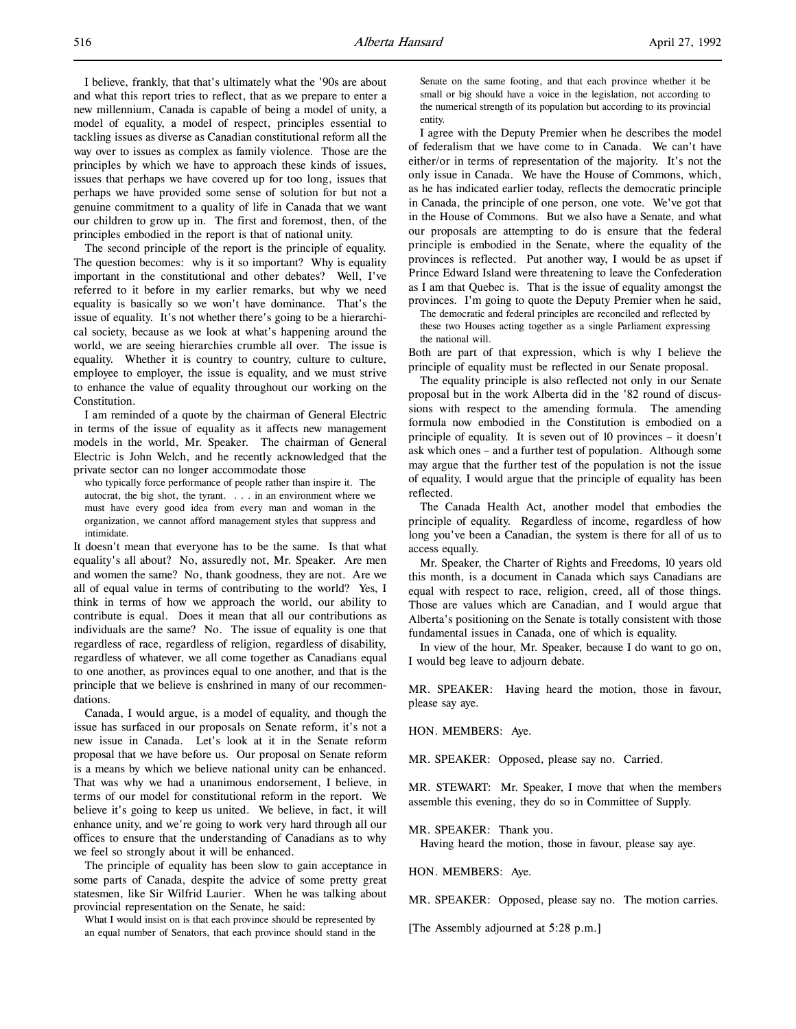I believe, frankly, that that's ultimately what the '90s are about and what this report tries to reflect, that as we prepare to enter a new millennium, Canada is capable of being a model of unity, a model of equality, a model of respect, principles essential to tackling issues as diverse as Canadian constitutional reform all the way over to issues as complex as family violence. Those are the principles by which we have to approach these kinds of issues, issues that perhaps we have covered up for too long, issues that perhaps we have provided some sense of solution for but not a genuine commitment to a quality of life in Canada that we want our children to grow up in. The first and foremost, then, of the principles embodied in the report is that of national unity.

The second principle of the report is the principle of equality. The question becomes: why is it so important? Why is equality important in the constitutional and other debates? Well, I've referred to it before in my earlier remarks, but why we need equality is basically so we won't have dominance. That's the issue of equality. It's not whether there's going to be a hierarchical society, because as we look at what's happening around the world, we are seeing hierarchies crumble all over. The issue is equality. Whether it is country to country, culture to culture, employee to employer, the issue is equality, and we must strive to enhance the value of equality throughout our working on the Constitution.

I am reminded of a quote by the chairman of General Electric in terms of the issue of equality as it affects new management models in the world, Mr. Speaker. The chairman of General Electric is John Welch, and he recently acknowledged that the private sector can no longer accommodate those

> who typically force performance of people rather than inspire it. The autocrat, the big shot, the tyrant. . . . in an environment where we must have every good idea from every man and woman in the organization, we cannot afford management styles that suppress and intimidate.

It doesn't mean that everyone has to be the same. Is that what equality's all about? No, assuredly not, Mr. Speaker. Are men and women the same? No, thank goodness, they are not. Are we all of equal value in terms of contributing to the world? Yes, I think in terms of how we approach the world, our ability to contribute is equal. Does it mean that all our contributions as individuals are the same? No. The issue of equality is one that regardless of race, regardless of religion, regardless of disability, regardless of whatever, we all come together as Canadians equal to one another, as provinces equal to one another, and that is the principle that we believe is enshrined in many of our recommendations.

Canada, I would argue, is a model of equality, and though the issue has surfaced in our proposals on Senate reform, it's not a new issue in Canada. Let's look at it in the Senate reform proposal that we have before us. Our proposal on Senate reform is a means by which we believe national unity can be enhanced. That was why we had a unanimous endorsement, I believe, in terms of our model for constitutional reform in the report. We believe it's going to keep us united. We believe, in fact, it will enhance unity, and we're going to work very hard through all our offices to ensure that the understanding of Canadians as to why we feel so strongly about it will be enhanced.

The principle of equality has been slow to gain acceptance in some parts of Canada, despite the advice of some pretty great statesmen, like Sir Wilfrid Laurier. When he was talking about provincial representation on the Senate, he said:

> What I would insist on is that each province should be represented by an equal number of Senators, that each province should stand in the Senate on the same footing, and that each province whether it be small or big should have a voice in the legislation, not according to the numerical strength of its population but according to its provincial entity.

I agree with the Deputy Premier when he describes the model of federalism that we have come to in Canada. We can't have either/or in terms of representation of the majority. It's not the only issue in Canada. We have the House of Commons, which, as he has indicated earlier today, reflects the democratic principle in Canada, the principle of one person, one vote. We've got that in the House of Commons. But we also have a Senate, and what our proposals are attempting to do is ensure that the federal principle is embodied in the Senate, where the equality of the provinces is reflected. Put another way, I would be as upset if Prince Edward Island were threatening to leave the Confederation as I am that Quebec is. That is the issue of equality amongst the provinces. I'm going to quote the Deputy Premier when he said,

> The democratic and federal principles are reconciled and reflected by these two Houses acting together as a single Parliament expressing the national will.

Both are part of that expression, which is why I believe the principle of equality must be reflected in our Senate proposal.

The equality principle is also reflected not only in our Senate proposal but in the work Alberta did in the '82 round of discussions with respect to the amending formula. The amending formula now embodied in the Constitution is embodied on a principle of equality. It is seven out of 10 provinces – it doesn't ask which ones – and a further test of population. Although some may argue that the further test of the population is not the issue of equality, I would argue that the principle of equality has been reflected.

The Canada Health Act, another model that embodies the principle of equality. Regardless of income, regardless of how long you've been a Canadian, the system is there for all of us to access equally.

Mr. Speaker, the Charter of Rights and Freedoms, 10 years old this month, is a document in Canada which says Canadians are equal with respect to race, religion, creed, all of those things. Those are values which are Canadian, and I would argue that Alberta's positioning on the Senate is totally consistent with those fundamental issues in Canada, one of which is equality.

In view of the hour, Mr. Speaker, because I do want to go on, I would beg leave to adjourn debate.

MR. SPEAKER: Having heard the motion, those in favour, please say aye.

HON. MEMBERS: Aye.

MR. SPEAKER: Opposed, please say no. Carried.

MR. STEWART: Mr. Speaker, I move that when the members assemble this evening, they do so in Committee of Supply.

MR. SPEAKER: Thank you.
Having heard the motion, those in favour, please say aye.

HON. MEMBERS: Aye.

MR. SPEAKER: Opposed, please say no. The motion carries.

[The Assembly adjourned at 5:28 p.m.]